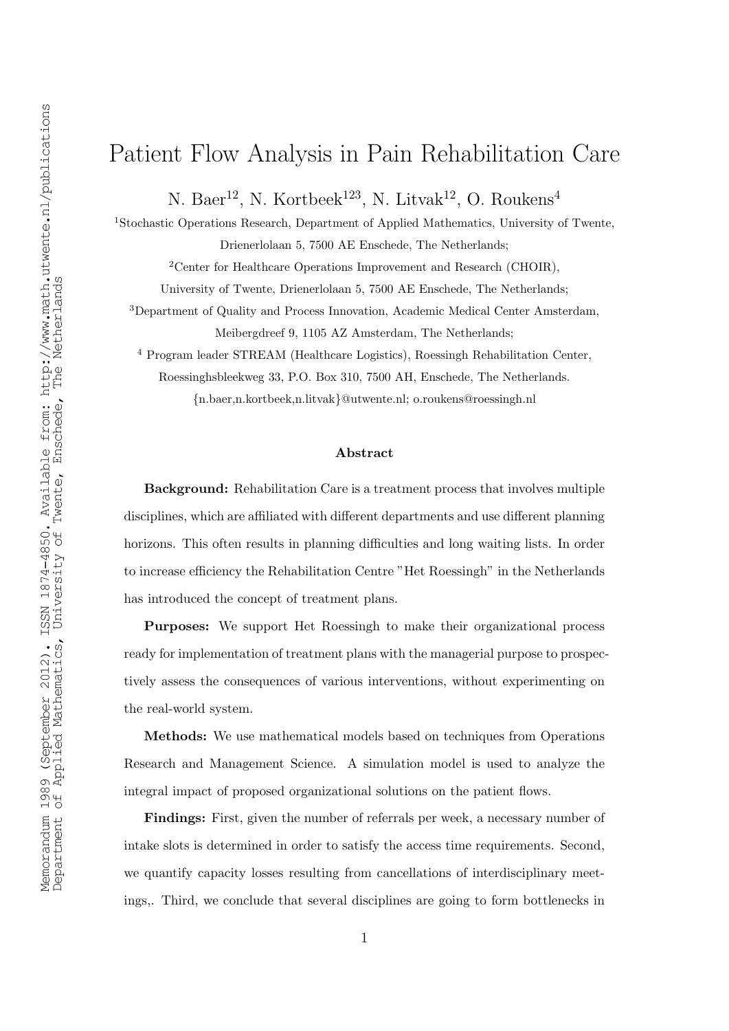# Patient Flow Analysis in Pain Rehabilitation Care

N. Baer[12], N. Kortbeek[123], N. Litvak[12], O. Roukens[4]

[1]Stochastic Operations Research, Department of Applied Mathematics, University of Twente, Drienerlolaan 5, 7500 AE Enschede, The Netherlands;

[2]Center for Healthcare Operations Improvement and Research (CHOIR), University of Twente, Drienerlolaan 5, 7500 AE Enschede, The Netherlands;

[3]Department of Quality and Process Innovation, Academic Medical Center Amsterdam, Meibergdreef 9, 1105 AZ Amsterdam, The Netherlands;

[4] Program leader STREAM (Healthcare Logistics), Roessingh Rehabilitation Center, Roessinghsbleekweg 33, P.O. Box 310, 7500 AH, Enschede, The Netherlands.

{n.baer,n.kortbeek,n.litvak}@utwente.nl; o.roukens@roessingh.nl

Memorandum 1989 (September 2012). ISSN 1874-4850. Available from: http://www.math.utwente.nl/publications
Department of Applied Mathematics, University of Twente, Enschede, The Netherlands

## Abstract

**Background:** Rehabilitation Care is a treatment process that involves multiple disciplines, which are affiliated with different departments and use different planning horizons. This often results in planning difficulties and long waiting lists. In order to increase efficiency the Rehabilitation Centre "Het Roessingh" in the Netherlands has introduced the concept of treatment plans.

**Purposes:** We support Het Roessingh to make their organizational process ready for implementation of treatment plans with the managerial purpose to prospectively assess the consequences of various interventions, without experimenting on the real-world system.

**Methods:** We use mathematical models based on techniques from Operations Research and Management Science. A simulation model is used to analyze the integral impact of proposed organizational solutions on the patient flows.

**Findings:** First, given the number of referrals per week, a necessary number of intake slots is determined in order to satisfy the access time requirements. Second, we quantify capacity losses resulting from cancellations of interdisciplinary meetings,. Third, we conclude that several disciplines are going to form bottlenecks in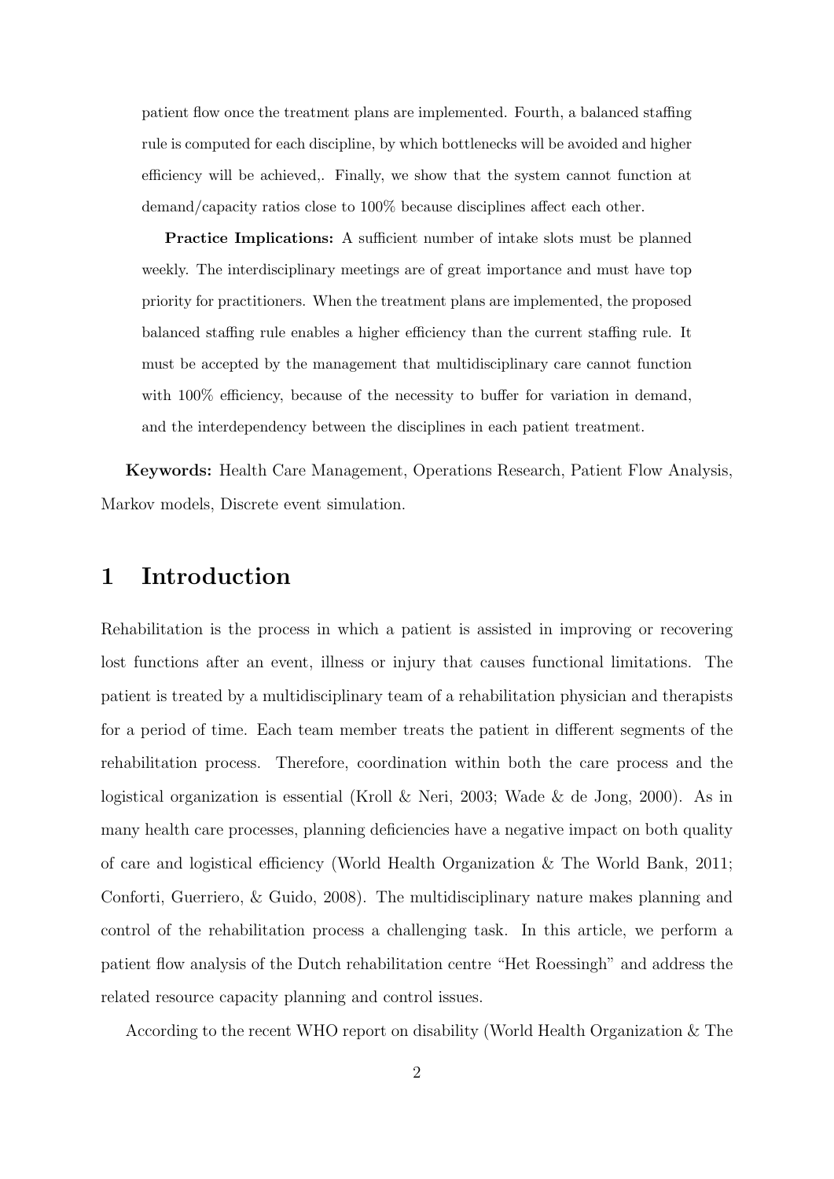patient flow once the treatment plans are implemented. Fourth, a balanced staffing rule is computed for each discipline, by which bottlenecks will be avoided and higher efficiency will be achieved,. Finally, we show that the system cannot function at demand/capacity ratios close to 100% because disciplines affect each other.

**Practice Implications:** A sufficient number of intake slots must be planned weekly. The interdisciplinary meetings are of great importance and must have top priority for practitioners. When the treatment plans are implemented, the proposed balanced staffing rule enables a higher efficiency than the current staffing rule. It must be accepted by the management that multidisciplinary care cannot function with 100% efficiency, because of the necessity to buffer for variation in demand, and the interdependency between the disciplines in each patient treatment.

**Keywords:** Health Care Management, Operations Research, Patient Flow Analysis, Markov models, Discrete event simulation.

# 1 Introduction

Rehabilitation is the process in which a patient is assisted in improving or recovering lost functions after an event, illness or injury that causes functional limitations. The patient is treated by a multidisciplinary team of a rehabilitation physician and therapists for a period of time. Each team member treats the patient in different segments of the rehabilitation process. Therefore, coordination within both the care process and the logistical organization is essential (Kroll & Neri, 2003; Wade & de Jong, 2000). As in many health care processes, planning deficiencies have a negative impact on both quality of care and logistical efficiency (World Health Organization & The World Bank, 2011; Conforti, Guerriero, & Guido, 2008). The multidisciplinary nature makes planning and control of the rehabilitation process a challenging task. In this article, we perform a patient flow analysis of the Dutch rehabilitation centre "Het Roessingh" and address the related resource capacity planning and control issues.

According to the recent WHO report on disability (World Health Organization & The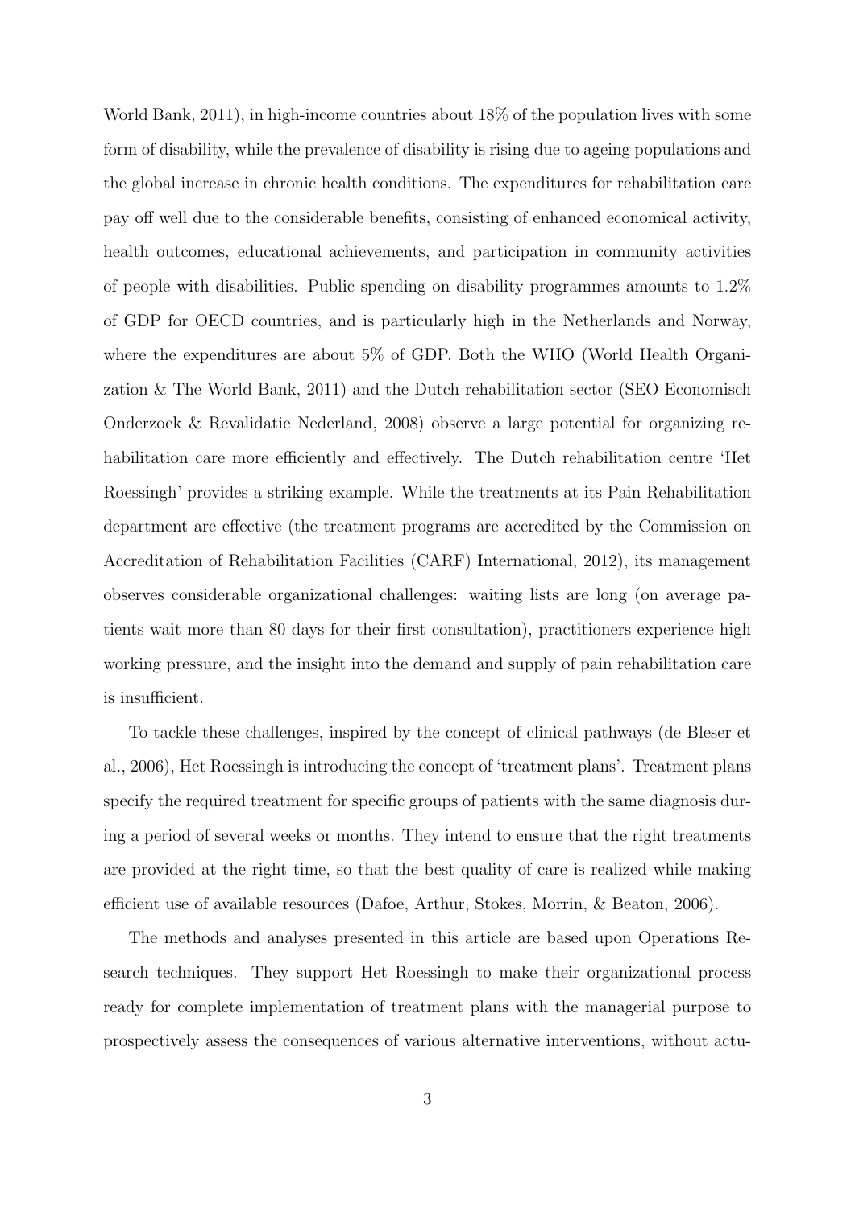World Bank, 2011), in high-income countries about 18% of the population lives with some form of disability, while the prevalence of disability is rising due to ageing populations and the global increase in chronic health conditions. The expenditures for rehabilitation care pay off well due to the considerable benefits, consisting of enhanced economical activity, health outcomes, educational achievements, and participation in community activities of people with disabilities. Public spending on disability programmes amounts to 1.2% of GDP for OECD countries, and is particularly high in the Netherlands and Norway, where the expenditures are about 5% of GDP. Both the WHO (World Health Organization & The World Bank, 2011) and the Dutch rehabilitation sector (SEO Economisch Onderzoek & Revalidatie Nederland, 2008) observe a large potential for organizing rehabilitation care more efficiently and effectively. The Dutch rehabilitation centre 'Het Roessingh' provides a striking example. While the treatments at its Pain Rehabilitation department are effective (the treatment programs are accredited by the Commission on Accreditation of Rehabilitation Facilities (CARF) International, 2012), its management observes considerable organizational challenges: waiting lists are long (on average patients wait more than 80 days for their first consultation), practitioners experience high working pressure, and the insight into the demand and supply of pain rehabilitation care is insufficient.

To tackle these challenges, inspired by the concept of clinical pathways (de Bleser et al., 2006), Het Roessingh is introducing the concept of 'treatment plans'. Treatment plans specify the required treatment for specific groups of patients with the same diagnosis during a period of several weeks or months. They intend to ensure that the right treatments are provided at the right time, so that the best quality of care is realized while making efficient use of available resources (Dafoe, Arthur, Stokes, Morrin, & Beaton, 2006).

The methods and analyses presented in this article are based upon Operations Research techniques. They support Het Roessingh to make their organizational process ready for complete implementation of treatment plans with the managerial purpose to prospectively assess the consequences of various alternative interventions, without actu-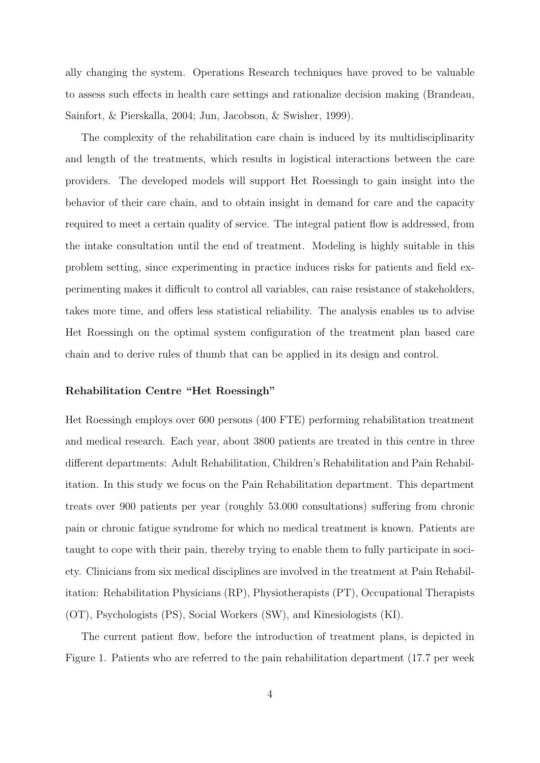ally changing the system. Operations Research techniques have proved to be valuable to assess such effects in health care settings and rationalize decision making (Brandeau, Sainfort, & Pierskalla, 2004; Jun, Jacobson, & Swisher, 1999).

The complexity of the rehabilitation care chain is induced by its multidisciplinarity and length of the treatments, which results in logistical interactions between the care providers. The developed models will support Het Roessingh to gain insight into the behavior of their care chain, and to obtain insight in demand for care and the capacity required to meet a certain quality of service. The integral patient flow is addressed, from the intake consultation until the end of treatment. Modeling is highly suitable in this problem setting, since experimenting in practice induces risks for patients and field experimenting makes it difficult to control all variables, can raise resistance of stakeholders, takes more time, and offers less statistical reliability. The analysis enables us to advise Het Roessingh on the optimal system configuration of the treatment plan based care chain and to derive rules of thumb that can be applied in its design and control.

## Rehabilitation Centre "Het Roessingh"

Het Roessingh employs over 600 persons (400 FTE) performing rehabilitation treatment and medical research. Each year, about 3800 patients are treated in this centre in three different departments: Adult Rehabilitation, Children's Rehabilitation and Pain Rehabilitation. In this study we focus on the Pain Rehabilitation department. This department treats over 900 patients per year (roughly 53.000 consultations) suffering from chronic pain or chronic fatigue syndrome for which no medical treatment is known. Patients are taught to cope with their pain, thereby trying to enable them to fully participate in society. Clinicians from six medical disciplines are involved in the treatment at Pain Rehabilitation: Rehabilitation Physicians (RP), Physiotherapists (PT), Occupational Therapists (OT), Psychologists (PS), Social Workers (SW), and Kinesiologists (KI).

The current patient flow, before the introduction of treatment plans, is depicted in Figure 1. Patients who are referred to the pain rehabilitation department (17.7 per week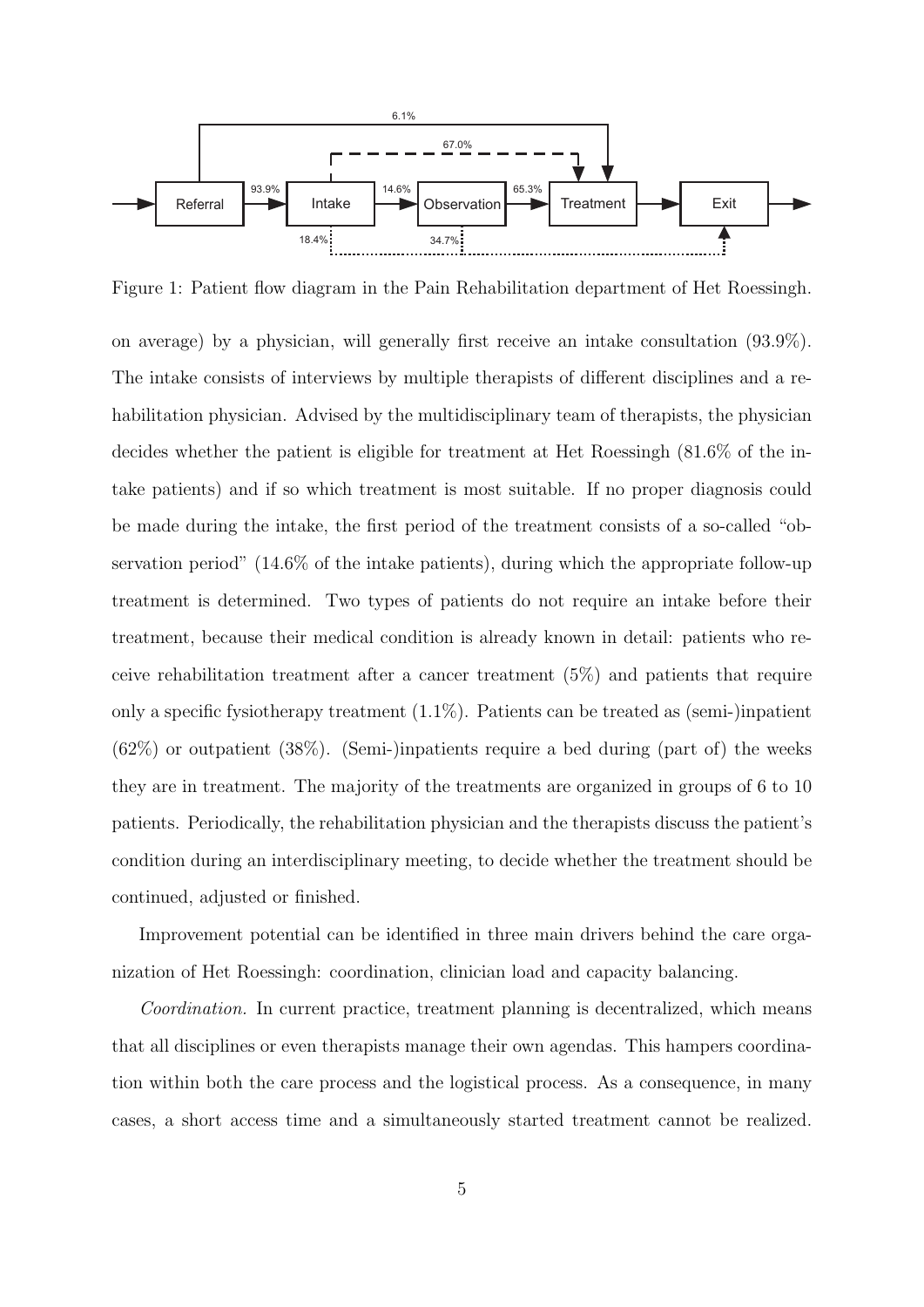Figure 1: Patient flow diagram in the Pain Rehabilitation department of Het Roessingh.

on average) by a physician, will generally first receive an intake consultation (93.9%). The intake consists of interviews by multiple therapists of different disciplines and a rehabilitation physician. Advised by the multidisciplinary team of therapists, the physician decides whether the patient is eligible for treatment at Het Roessingh (81.6% of the intake patients) and if so which treatment is most suitable. If no proper diagnosis could be made during the intake, the first period of the treatment consists of a so-called "observation period" (14.6% of the intake patients), during which the appropriate follow-up treatment is determined. Two types of patients do not require an intake before their treatment, because their medical condition is already known in detail: patients who receive rehabilitation treatment after a cancer treatment (5%) and patients that require only a specific fysiotherapy treatment (1.1%). Patients can be treated as (semi-)inpatient (62%) or outpatient (38%). (Semi-)inpatients require a bed during (part of) the weeks they are in treatment. The majority of the treatments are organized in groups of 6 to 10 patients. Periodically, the rehabilitation physician and the therapists discuss the patient's condition during an interdisciplinary meeting, to decide whether the treatment should be continued, adjusted or finished.

Improvement potential can be identified in three main drivers behind the care organization of Het Roessingh: coordination, clinician load and capacity balancing.

*Coordination.* In current practice, treatment planning is decentralized, which means that all disciplines or even therapists manage their own agendas. This hampers coordination within both the care process and the logistical process. As a consequence, in many cases, a short access time and a simultaneously started treatment cannot be realized.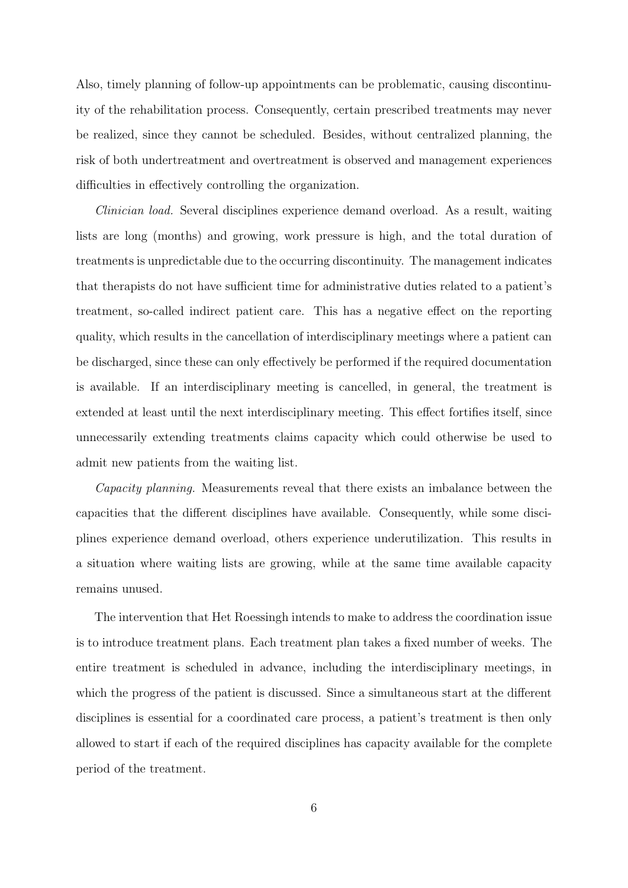Also, timely planning of follow-up appointments can be problematic, causing discontinuity of the rehabilitation process. Consequently, certain prescribed treatments may never be realized, since they cannot be scheduled. Besides, without centralized planning, the risk of both undertreatment and overtreatment is observed and management experiences difficulties in effectively controlling the organization.

*Clinician load.* Several disciplines experience demand overload. As a result, waiting lists are long (months) and growing, work pressure is high, and the total duration of treatments is unpredictable due to the occurring discontinuity. The management indicates that therapists do not have sufficient time for administrative duties related to a patient's treatment, so-called indirect patient care. This has a negative effect on the reporting quality, which results in the cancellation of interdisciplinary meetings where a patient can be discharged, since these can only effectively be performed if the required documentation is available. If an interdisciplinary meeting is cancelled, in general, the treatment is extended at least until the next interdisciplinary meeting. This effect fortifies itself, since unnecessarily extending treatments claims capacity which could otherwise be used to admit new patients from the waiting list.

*Capacity planning.* Measurements reveal that there exists an imbalance between the capacities that the different disciplines have available. Consequently, while some disciplines experience demand overload, others experience underutilization. This results in a situation where waiting lists are growing, while at the same time available capacity remains unused.

The intervention that Het Roessingh intends to make to address the coordination issue is to introduce treatment plans. Each treatment plan takes a fixed number of weeks. The entire treatment is scheduled in advance, including the interdisciplinary meetings, in which the progress of the patient is discussed. Since a simultaneous start at the different disciplines is essential for a coordinated care process, a patient's treatment is then only allowed to start if each of the required disciplines has capacity available for the complete period of the treatment.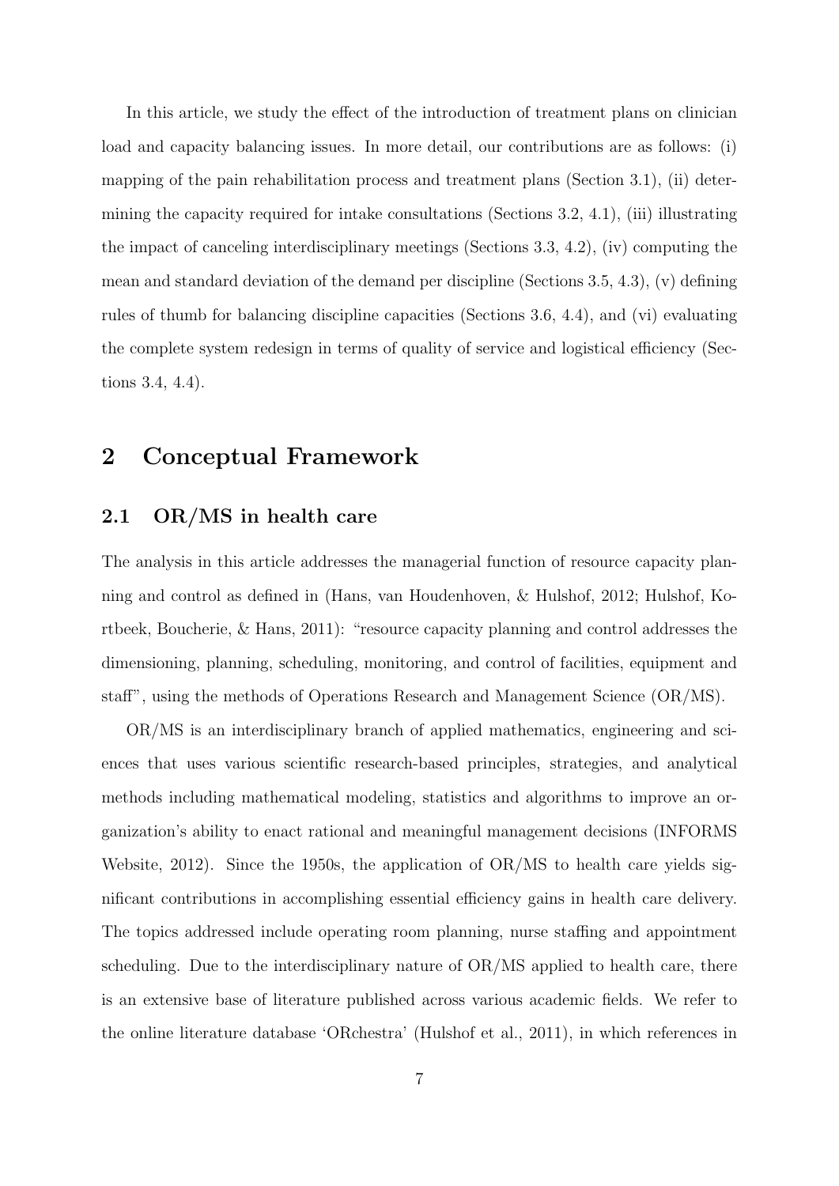In this article, we study the effect of the introduction of treatment plans on clinician load and capacity balancing issues. In more detail, our contributions are as follows: (i) mapping of the pain rehabilitation process and treatment plans (Section 3.1), (ii) determining the capacity required for intake consultations (Sections 3.2, 4.1), (iii) illustrating the impact of canceling interdisciplinary meetings (Sections 3.3, 4.2), (iv) computing the mean and standard deviation of the demand per discipline (Sections 3.5, 4.3), (v) defining rules of thumb for balancing discipline capacities (Sections 3.6, 4.4), and (vi) evaluating the complete system redesign in terms of quality of service and logistical efficiency (Sections 3.4, 4.4).

# 2 Conceptual Framework

## 2.1 OR/MS in health care

The analysis in this article addresses the managerial function of resource capacity planning and control as defined in (Hans, van Houdenhoven, & Hulshof, 2012; Hulshof, Kortbeek, Boucherie, & Hans, 2011): "resource capacity planning and control addresses the dimensioning, planning, scheduling, monitoring, and control of facilities, equipment and staff", using the methods of Operations Research and Management Science (OR/MS).

OR/MS is an interdisciplinary branch of applied mathematics, engineering and sciences that uses various scientific research-based principles, strategies, and analytical methods including mathematical modeling, statistics and algorithms to improve an organization's ability to enact rational and meaningful management decisions (INFORMS Website, 2012). Since the 1950s, the application of OR/MS to health care yields significant contributions in accomplishing essential efficiency gains in health care delivery. The topics addressed include operating room planning, nurse staffing and appointment scheduling. Due to the interdisciplinary nature of OR/MS applied to health care, there is an extensive base of literature published across various academic fields. We refer to the online literature database 'ORchestra' (Hulshof et al., 2011), in which references in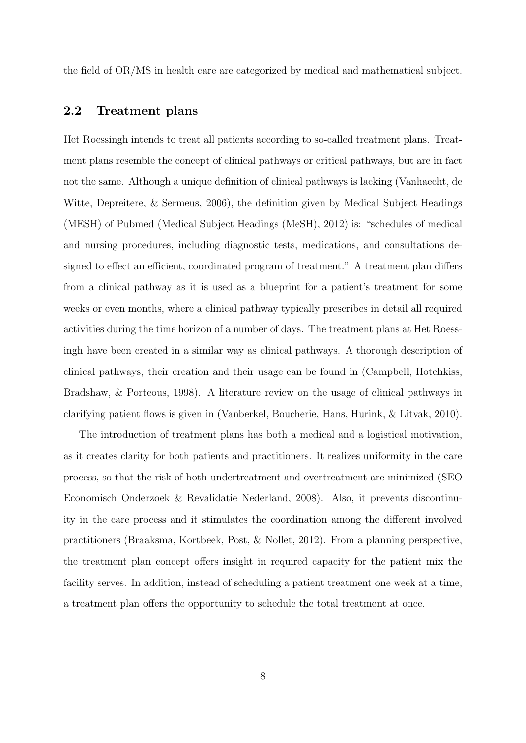the field of OR/MS in health care are categorized by medical and mathematical subject.

## 2.2 Treatment plans

Het Roessingh intends to treat all patients according to so-called treatment plans. Treatment plans resemble the concept of clinical pathways or critical pathways, but are in fact not the same. Although a unique definition of clinical pathways is lacking (Vanhaecht, de Witte, Depreitere, & Sermeus, 2006), the definition given by Medical Subject Headings (MESH) of Pubmed (Medical Subject Headings (MeSH), 2012) is: "schedules of medical and nursing procedures, including diagnostic tests, medications, and consultations designed to effect an efficient, coordinated program of treatment." A treatment plan differs from a clinical pathway as it is used as a blueprint for a patient's treatment for some weeks or even months, where a clinical pathway typically prescribes in detail all required activities during the time horizon of a number of days. The treatment plans at Het Roessingh have been created in a similar way as clinical pathways. A thorough description of clinical pathways, their creation and their usage can be found in (Campbell, Hotchkiss, Bradshaw, & Porteous, 1998). A literature review on the usage of clinical pathways in clarifying patient flows is given in (Vanberkel, Boucherie, Hans, Hurink, & Litvak, 2010).

The introduction of treatment plans has both a medical and a logistical motivation, as it creates clarity for both patients and practitioners. It realizes uniformity in the care process, so that the risk of both undertreatment and overtreatment are minimized (SEO Economisch Onderzoek & Revalidatie Nederland, 2008). Also, it prevents discontinuity in the care process and it stimulates the coordination among the different involved practitioners (Braaksma, Kortbeek, Post, & Nollet, 2012). From a planning perspective, the treatment plan concept offers insight in required capacity for the patient mix the facility serves. In addition, instead of scheduling a patient treatment one week at a time, a treatment plan offers the opportunity to schedule the total treatment at once.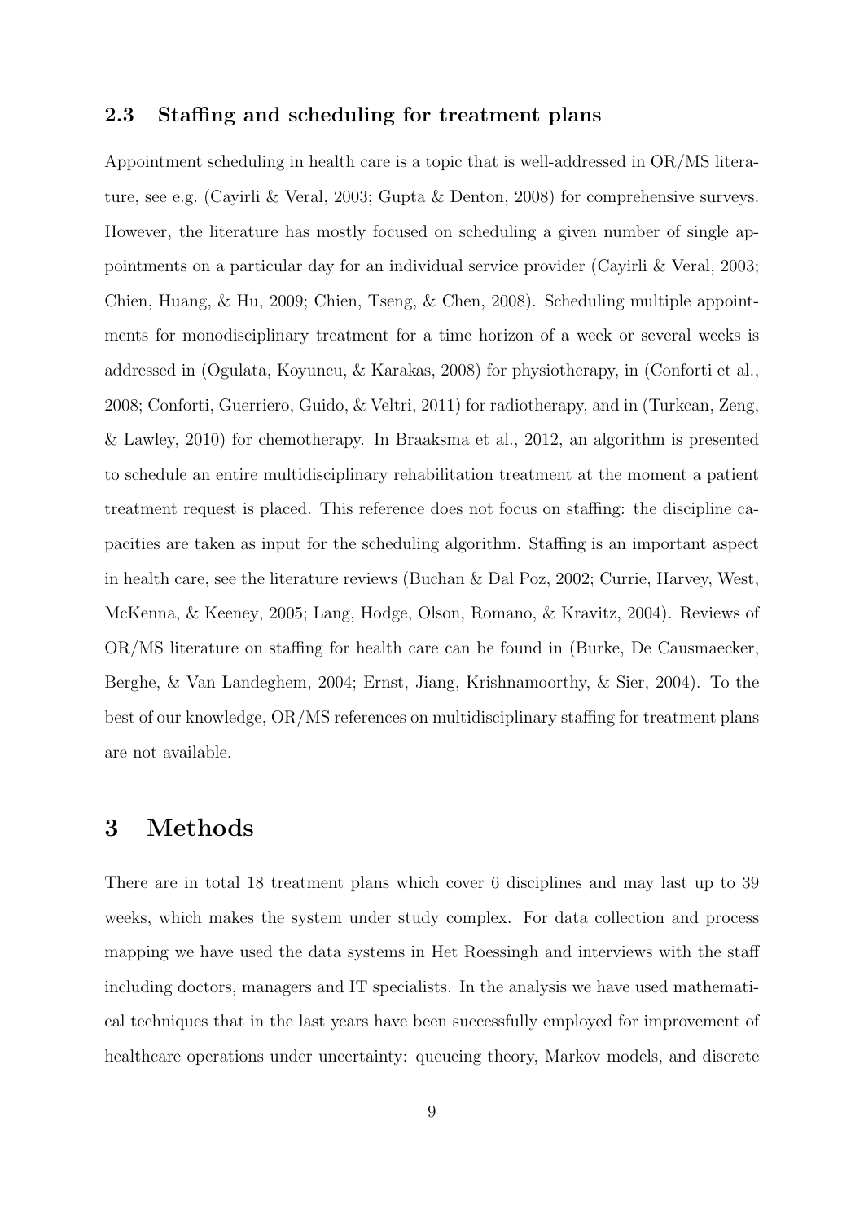### 2.3 Staffing and scheduling for treatment plans

Appointment scheduling in health care is a topic that is well-addressed in OR/MS literature, see e.g. (Cayirli & Veral, 2003; Gupta & Denton, 2008) for comprehensive surveys. However, the literature has mostly focused on scheduling a given number of single appointments on a particular day for an individual service provider (Cayirli & Veral, 2003; Chien, Huang, & Hu, 2009; Chien, Tseng, & Chen, 2008). Scheduling multiple appointments for monodisciplinary treatment for a time horizon of a week or several weeks is addressed in (Ogulata, Koyuncu, & Karakas, 2008) for physiotherapy, in (Conforti et al., 2008; Conforti, Guerriero, Guido, & Veltri, 2011) for radiotherapy, and in (Turkcan, Zeng, & Lawley, 2010) for chemotherapy. In Braaksma et al., 2012, an algorithm is presented to schedule an entire multidisciplinary rehabilitation treatment at the moment a patient treatment request is placed. This reference does not focus on staffing: the discipline capacities are taken as input for the scheduling algorithm. Staffing is an important aspect in health care, see the literature reviews (Buchan & Dal Poz, 2002; Currie, Harvey, West, McKenna, & Keeney, 2005; Lang, Hodge, Olson, Romano, & Kravitz, 2004). Reviews of OR/MS literature on staffing for health care can be found in (Burke, De Causmaecker, Berghe, & Van Landeghem, 2004; Ernst, Jiang, Krishnamoorthy, & Sier, 2004). To the best of our knowledge, OR/MS references on multidisciplinary staffing for treatment plans are not available.

## 3 Methods

There are in total 18 treatment plans which cover 6 disciplines and may last up to 39 weeks, which makes the system under study complex. For data collection and process mapping we have used the data systems in Het Roessingh and interviews with the staff including doctors, managers and IT specialists. In the analysis we have used mathematical techniques that in the last years have been successfully employed for improvement of healthcare operations under uncertainty: queueing theory, Markov models, and discrete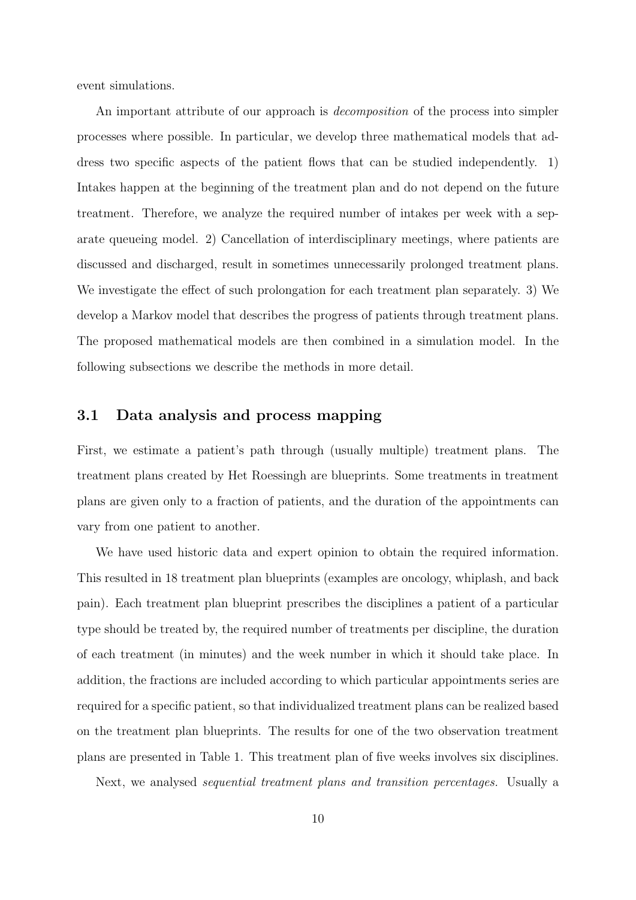event simulations.

An important attribute of our approach is *decomposition* of the process into simpler processes where possible. In particular, we develop three mathematical models that address two specific aspects of the patient flows that can be studied independently. 1) Intakes happen at the beginning of the treatment plan and do not depend on the future treatment. Therefore, we analyze the required number of intakes per week with a separate queueing model. 2) Cancellation of interdisciplinary meetings, where patients are discussed and discharged, result in sometimes unnecessarily prolonged treatment plans. We investigate the effect of such prolongation for each treatment plan separately. 3) We develop a Markov model that describes the progress of patients through treatment plans. The proposed mathematical models are then combined in a simulation model. In the following subsections we describe the methods in more detail.

## 3.1 Data analysis and process mapping

First, we estimate a patient's path through (usually multiple) treatment plans. The treatment plans created by Het Roessingh are blueprints. Some treatments in treatment plans are given only to a fraction of patients, and the duration of the appointments can vary from one patient to another.

We have used historic data and expert opinion to obtain the required information. This resulted in 18 treatment plan blueprints (examples are oncology, whiplash, and back pain). Each treatment plan blueprint prescribes the disciplines a patient of a particular type should be treated by, the required number of treatments per discipline, the duration of each treatment (in minutes) and the week number in which it should take place. In addition, the fractions are included according to which particular appointments series are required for a specific patient, so that individualized treatment plans can be realized based on the treatment plan blueprints. The results for one of the two observation treatment plans are presented in Table 1. This treatment plan of five weeks involves six disciplines.

Next, we analysed *sequential treatment plans and transition percentages*. Usually a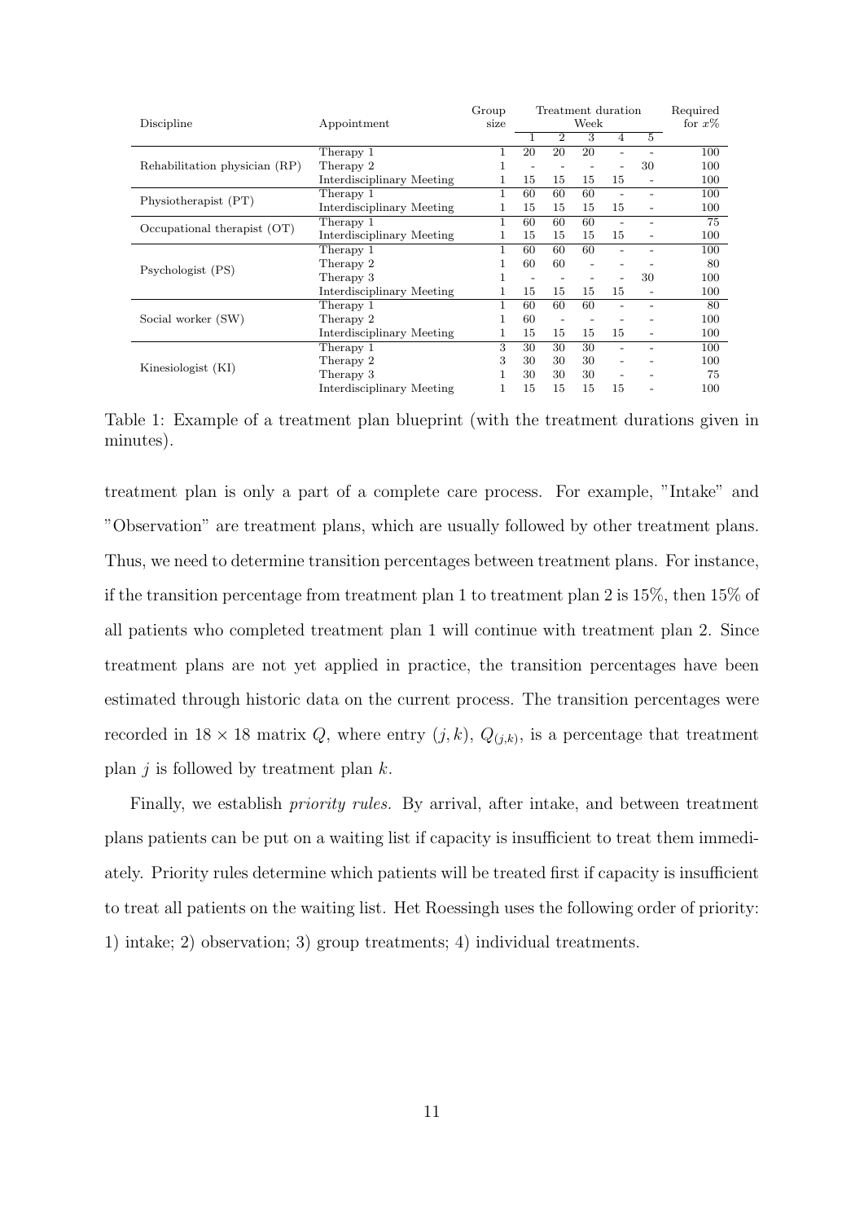| Discipline | Appointment | Group size | Treatment duration Week | | | | | Required for $x$% |
|---|---|---|---|---|---|---|---|---|
| | | | 1 | 2 | 3 | 4 | 5 | |
| Rehabilitation physician (RP) | Therapy 1 | 1 | 20 | 20 | 20 | - | - | 100 |
| | Therapy 2 | 1 | - | - | - | - | 30 | 100 |
| | Interdisciplinary Meeting | 1 | 15 | 15 | 15 | 15 | - | 100 |
| Physiotherapist (PT) | Therapy 1 | 1 | 60 | 60 | 60 | - | - | 100 |
| | Interdisciplinary Meeting | 1 | 15 | 15 | 15 | 15 | - | 100 |
| Occupational therapist (OT) | Therapy 1 | 1 | 60 | 60 | 60 | - | - | 75 |
| | Interdisciplinary Meeting | 1 | 15 | 15 | 15 | 15 | - | 100 |
| Psychologist (PS) | Therapy 1 | 1 | 60 | 60 | 60 | - | - | 100 |
| | Therapy 2 | 1 | 60 | 60 | - | - | - | 80 |
| | Therapy 3 | 1 | - | - | - | - | 30 | 100 |
| | Interdisciplinary Meeting | 1 | 15 | 15 | 15 | 15 | - | 100 |
| Social worker (SW) | Therapy 1 | 1 | 60 | 60 | 60 | - | - | 80 |
| | Therapy 2 | 1 | 60 | - | - | - | - | 100 |
| | Interdisciplinary Meeting | 1 | 15 | 15 | 15 | 15 | - | 100 |
| Kinesiologist (KI) | Therapy 1 | 3 | 30 | 30 | 30 | - | - | 100 |
| | Therapy 2 | 3 | 30 | 30 | 30 | - | - | 100 |
| | Therapy 3 | 1 | 30 | 30 | 30 | - | - | 75 |
| | Interdisciplinary Meeting | 1 | 15 | 15 | 15 | 15 | - | 100 |

Table 1: Example of a treatment plan blueprint (with the treatment durations given in minutes).

treatment plan is only a part of a complete care process. For example, "Intake" and "Observation" are treatment plans, which are usually followed by other treatment plans. Thus, we need to determine transition percentages between treatment plans. For instance, if the transition percentage from treatment plan 1 to treatment plan 2 is 15%, then 15% of all patients who completed treatment plan 1 will continue with treatment plan 2. Since treatment plans are not yet applied in practice, the transition percentages have been estimated through historic data on the current process. The transition percentages were recorded in $18 \times 18$ matrix $Q$, where entry $(j, k)$, $Q_{(j,k)}$, is a percentage that treatment plan $j$ is followed by treatment plan $k$.

Finally, we establish *priority rules.* By arrival, after intake, and between treatment plans patients can be put on a waiting list if capacity is insufficient to treat them immediately. Priority rules determine which patients will be treated first if capacity is insufficient to treat all patients on the waiting list. Het Roessingh uses the following order of priority: 1) intake; 2) observation; 3) group treatments; 4) individual treatments.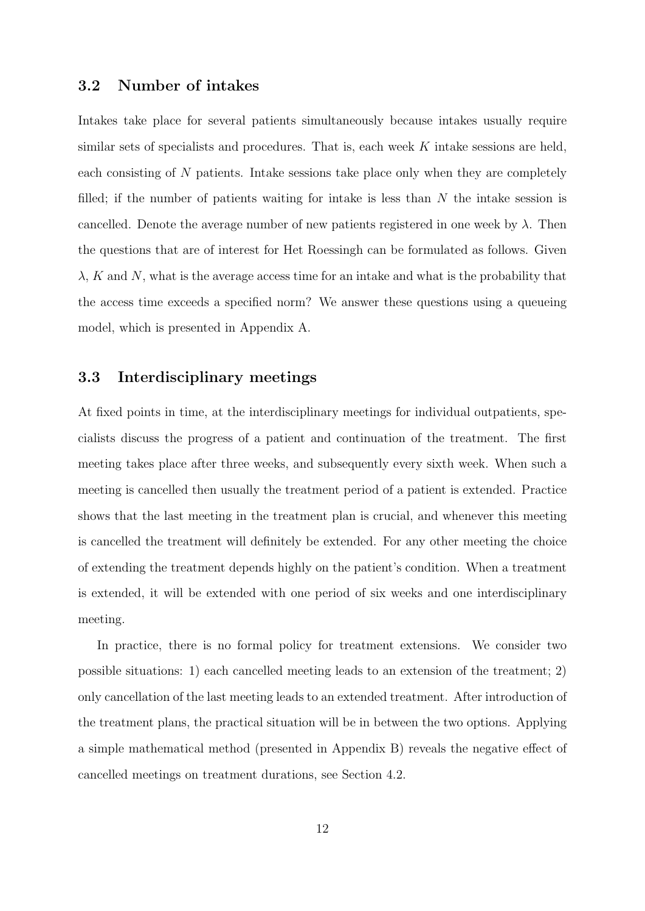### 3.2 Number of intakes

Intakes take place for several patients simultaneously because intakes usually require similar sets of specialists and procedures. That is, each week $K$ intake sessions are held, each consisting of $N$ patients. Intake sessions take place only when they are completely filled; if the number of patients waiting for intake is less than $N$ the intake session is cancelled. Denote the average number of new patients registered in one week by $\lambda$. Then the questions that are of interest for Het Roessingh can be formulated as follows. Given $\lambda$, $K$ and $N$, what is the average access time for an intake and what is the probability that the access time exceeds a specified norm? We answer these questions using a queueing model, which is presented in Appendix A.

### 3.3 Interdisciplinary meetings

At fixed points in time, at the interdisciplinary meetings for individual outpatients, specialists discuss the progress of a patient and continuation of the treatment. The first meeting takes place after three weeks, and subsequently every sixth week. When such a meeting is cancelled then usually the treatment period of a patient is extended. Practice shows that the last meeting in the treatment plan is crucial, and whenever this meeting is cancelled the treatment will definitely be extended. For any other meeting the choice of extending the treatment depends highly on the patient's condition. When a treatment is extended, it will be extended with one period of six weeks and one interdisciplinary meeting.

In practice, there is no formal policy for treatment extensions. We consider two possible situations: 1) each cancelled meeting leads to an extension of the treatment; 2) only cancellation of the last meeting leads to an extended treatment. After introduction of the treatment plans, the practical situation will be in between the two options. Applying a simple mathematical method (presented in Appendix B) reveals the negative effect of cancelled meetings on treatment durations, see Section 4.2.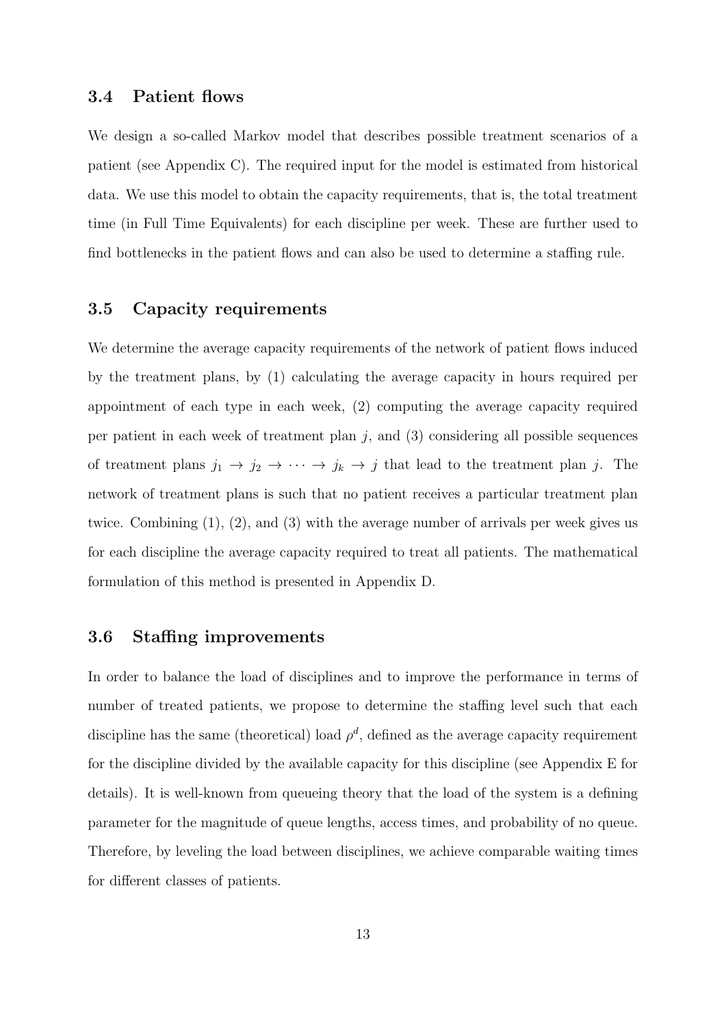### 3.4 Patient flows

We design a so-called Markov model that describes possible treatment scenarios of a patient (see Appendix C). The required input for the model is estimated from historical data. We use this model to obtain the capacity requirements, that is, the total treatment time (in Full Time Equivalents) for each discipline per week. These are further used to find bottlenecks in the patient flows and can also be used to determine a staffing rule.

### 3.5 Capacity requirements

We determine the average capacity requirements of the network of patient flows induced by the treatment plans, by (1) calculating the average capacity in hours required per appointment of each type in each week, (2) computing the average capacity required per patient in each week of treatment plan $j$, and (3) considering all possible sequences of treatment plans $j_1 \to j_2 \to \cdots \to j_k \to j$ that lead to the treatment plan $j$. The network of treatment plans is such that no patient receives a particular treatment plan twice. Combining (1), (2), and (3) with the average number of arrivals per week gives us for each discipline the average capacity required to treat all patients. The mathematical formulation of this method is presented in Appendix D.

### 3.6 Staffing improvements

In order to balance the load of disciplines and to improve the performance in terms of number of treated patients, we propose to determine the staffing level such that each discipline has the same (theoretical) load $\rho^d$, defined as the average capacity requirement for the discipline divided by the available capacity for this discipline (see Appendix E for details). It is well-known from queueing theory that the load of the system is a defining parameter for the magnitude of queue lengths, access times, and probability of no queue. Therefore, by leveling the load between disciplines, we achieve comparable waiting times for different classes of patients.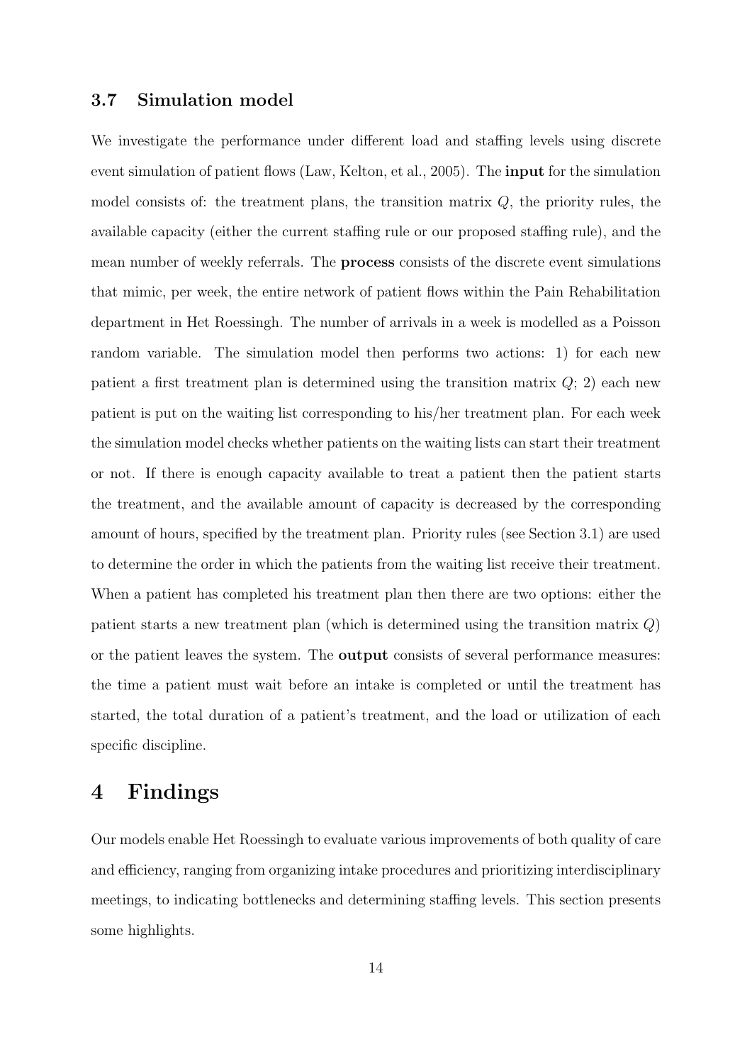### 3.7 Simulation model

We investigate the performance under different load and staffing levels using discrete event simulation of patient flows (Law, Kelton, et al., 2005). The **input** for the simulation model consists of: the treatment plans, the transition matrix $Q$, the priority rules, the available capacity (either the current staffing rule or our proposed staffing rule), and the mean number of weekly referrals. The **process** consists of the discrete event simulations that mimic, per week, the entire network of patient flows within the Pain Rehabilitation department in Het Roessingh. The number of arrivals in a week is modelled as a Poisson random variable. The simulation model then performs two actions: 1) for each new patient a first treatment plan is determined using the transition matrix $Q$; 2) each new patient is put on the waiting list corresponding to his/her treatment plan. For each week the simulation model checks whether patients on the waiting lists can start their treatment or not. If there is enough capacity available to treat a patient then the patient starts the treatment, and the available amount of capacity is decreased by the corresponding amount of hours, specified by the treatment plan. Priority rules (see Section 3.1) are used to determine the order in which the patients from the waiting list receive their treatment. When a patient has completed his treatment plan then there are two options: either the patient starts a new treatment plan (which is determined using the transition matrix $Q$) or the patient leaves the system. The **output** consists of several performance measures: the time a patient must wait before an intake is completed or until the treatment has started, the total duration of a patient's treatment, and the load or utilization of each specific discipline.

# 4 Findings

Our models enable Het Roessingh to evaluate various improvements of both quality of care and efficiency, ranging from organizing intake procedures and prioritizing interdisciplinary meetings, to indicating bottlenecks and determining staffing levels. This section presents some highlights.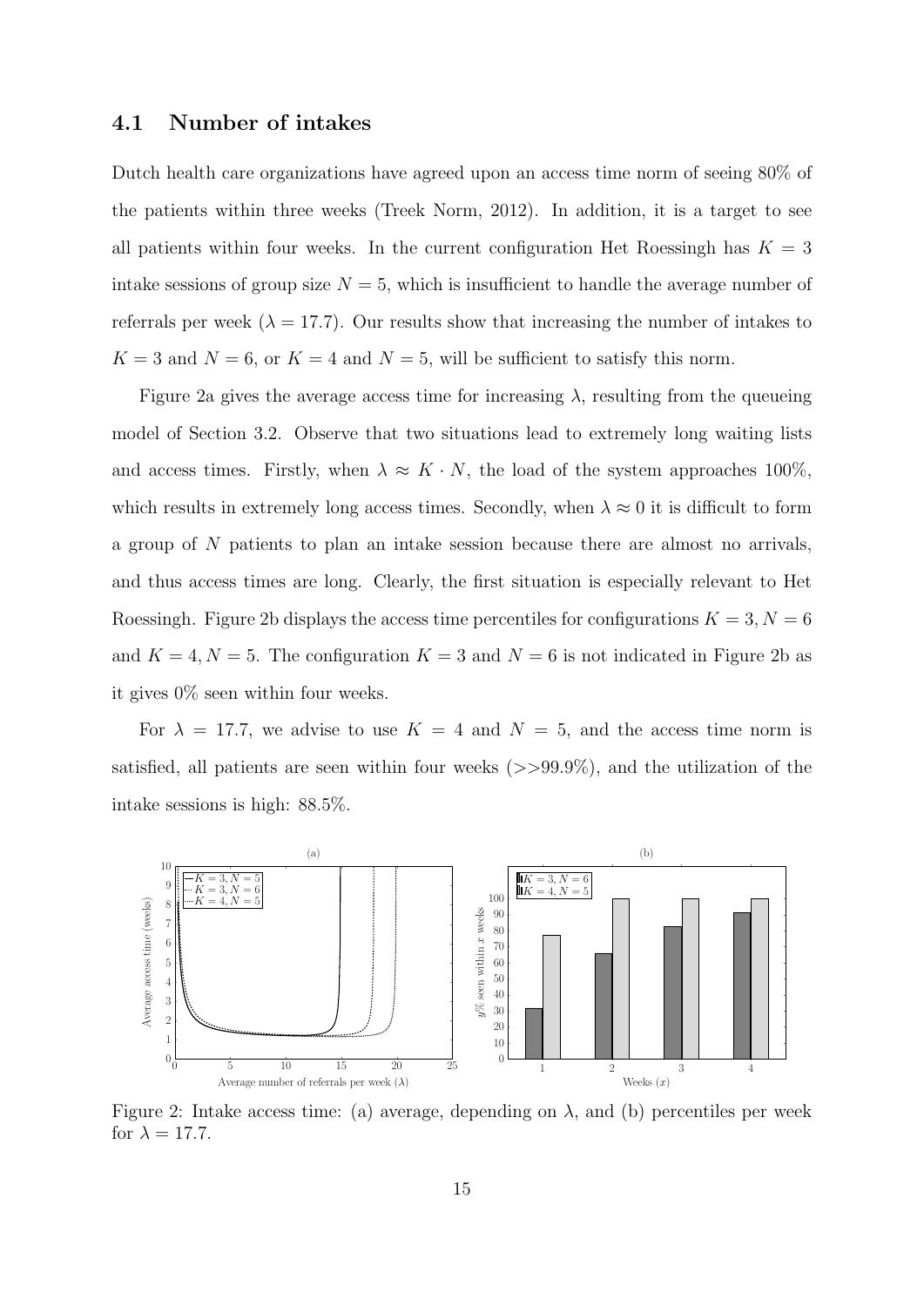### 4.1 Number of intakes

Dutch health care organizations have agreed upon an access time norm of seeing 80% of the patients within three weeks (Treek Norm, 2012). In addition, it is a target to see all patients within four weeks. In the current configuration Het Roessingh has $K = 3$ intake sessions of group size $N = 5$, which is insufficient to handle the average number of referrals per week ($\lambda = 17.7$). Our results show that increasing the number of intakes to $K = 3$ and $N = 6$, or $K = 4$ and $N = 5$, will be sufficient to satisfy this norm.

Figure 2a gives the average access time for increasing $\lambda$, resulting from the queueing model of Section 3.2. Observe that two situations lead to extremely long waiting lists and access times. Firstly, when $\lambda \approx K \cdot N$, the load of the system approaches 100%, which results in extremely long access times. Secondly, when $\lambda \approx 0$ it is difficult to form a group of $N$ patients to plan an intake session because there are almost no arrivals, and thus access times are long. Clearly, the first situation is especially relevant to Het Roessingh. Figure 2b displays the access time percentiles for configurations $K = 3, N = 6$ and $K = 4, N = 5$. The configuration $K = 3$ and $N = 6$ is not indicated in Figure 2b as it gives 0% seen within four weeks.

For $\lambda = 17.7$, we advise to use $K = 4$ and $N = 5$, and the access time norm is satisfied, all patients are seen within four weeks (>>99.9%), and the utilization of the intake sessions is high: 88.5%.

Figure 2: Intake access time: (a) average, depending on $\lambda$, and (b) percentiles per week for $\lambda = 17.7$.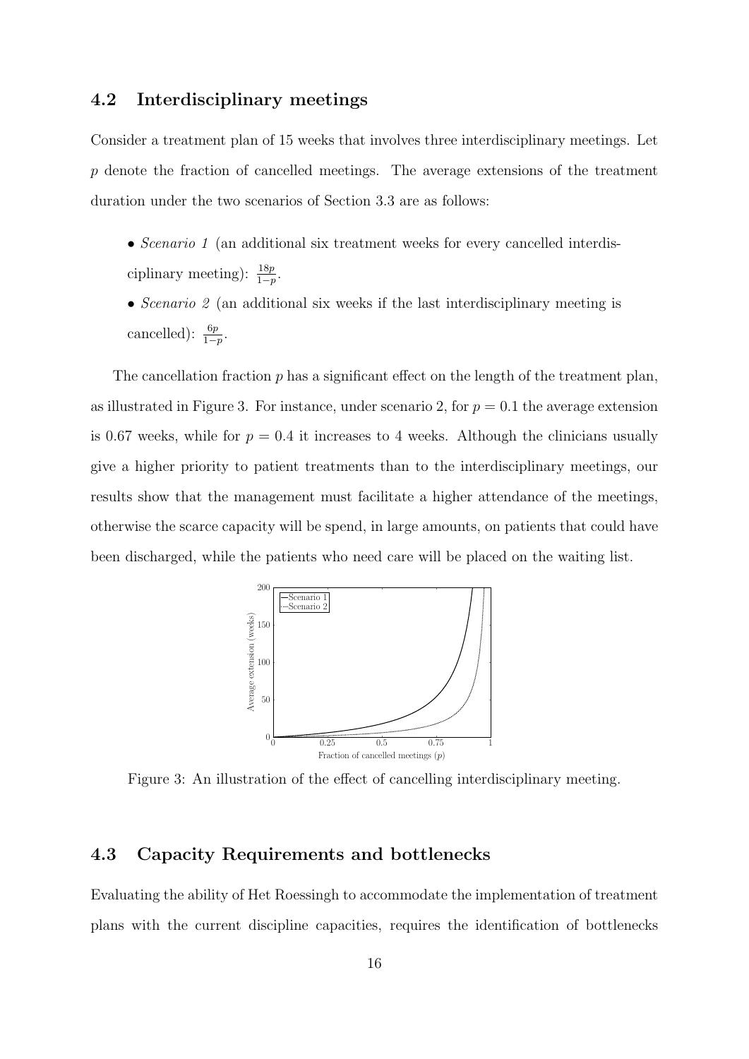### 4.2 Interdisciplinary meetings

Consider a treatment plan of 15 weeks that involves three interdisciplinary meetings. Let $p$ denote the fraction of cancelled meetings. The average extensions of the treatment duration under the two scenarios of Section 3.3 are as follows:

- *Scenario 1* (an additional six treatment weeks for every cancelled interdisciplinary meeting): $\frac{18p}{1-p}$.
- *Scenario 2* (an additional six weeks if the last interdisciplinary meeting is cancelled): $\frac{6p}{1-p}$.

The cancellation fraction $p$ has a significant effect on the length of the treatment plan, as illustrated in Figure 3. For instance, under scenario 2, for $p = 0.1$ the average extension is 0.67 weeks, while for $p = 0.4$ it increases to 4 weeks. Although the clinicians usually give a higher priority to patient treatments than to the interdisciplinary meetings, our results show that the management must facilitate a higher attendance of the meetings, otherwise the scarce capacity will be spend, in large amounts, on patients that could have been discharged, while the patients who need care will be placed on the waiting list.

Figure 3: An illustration of the effect of cancelling interdisciplinary meeting.

### 4.3 Capacity Requirements and bottlenecks

Evaluating the ability of Het Roessingh to accommodate the implementation of treatment plans with the current discipline capacities, requires the identification of bottlenecks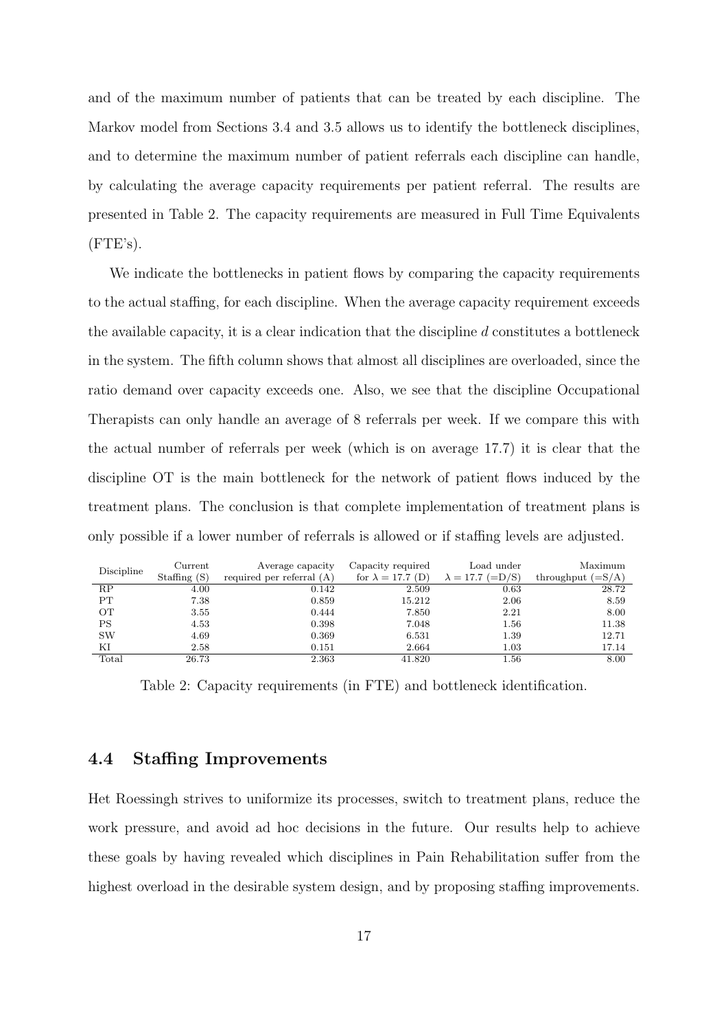and of the maximum number of patients that can be treated by each discipline. The Markov model from Sections 3.4 and 3.5 allows us to identify the bottleneck disciplines, and to determine the maximum number of patient referrals each discipline can handle, by calculating the average capacity requirements per patient referral. The results are presented in Table 2. The capacity requirements are measured in Full Time Equivalents (FTE's).

We indicate the bottlenecks in patient flows by comparing the capacity requirements to the actual staffing, for each discipline. When the average capacity requirement exceeds the available capacity, it is a clear indication that the discipline $d$ constitutes a bottleneck in the system. The fifth column shows that almost all disciplines are overloaded, since the ratio demand over capacity exceeds one. Also, we see that the discipline Occupational Therapists can only handle an average of 8 referrals per week. If we compare this with the actual number of referrals per week (which is on average 17.7) it is clear that the discipline OT is the main bottleneck for the network of patient flows induced by the treatment plans. The conclusion is that complete implementation of treatment plans is only possible if a lower number of referrals is allowed or if staffing levels are adjusted.

| Discipline | Current Staffing (S) | Average capacity required per referral (A) | Capacity required for $\lambda = 17.7$ (D) | Load under $\lambda = 17.7$ (=D/S) | Maximum throughput (=S/A) |
|---|---|---|---|---|---|
| RP | 4.00 | 0.142 | 2.509 | 0.63 | 28.72 |
| PT | 7.38 | 0.859 | 15.212 | 2.06 | 8.59 |
| OT | 3.55 | 0.444 | 7.850 | 2.21 | 8.00 |
| PS | 4.53 | 0.398 | 7.048 | 1.56 | 11.38 |
| SW | 4.69 | 0.369 | 6.531 | 1.39 | 12.71 |
| KI | 2.58 | 0.151 | 2.664 | 1.03 | 17.14 |
| Total | 26.73 | 2.363 | 41.820 | 1.56 | 8.00 |

Table 2: Capacity requirements (in FTE) and bottleneck identification.

## 4.4 Staffing Improvements

Het Roessingh strives to uniformize its processes, switch to treatment plans, reduce the work pressure, and avoid ad hoc decisions in the future. Our results help to achieve these goals by having revealed which disciplines in Pain Rehabilitation suffer from the highest overload in the desirable system design, and by proposing staffing improvements.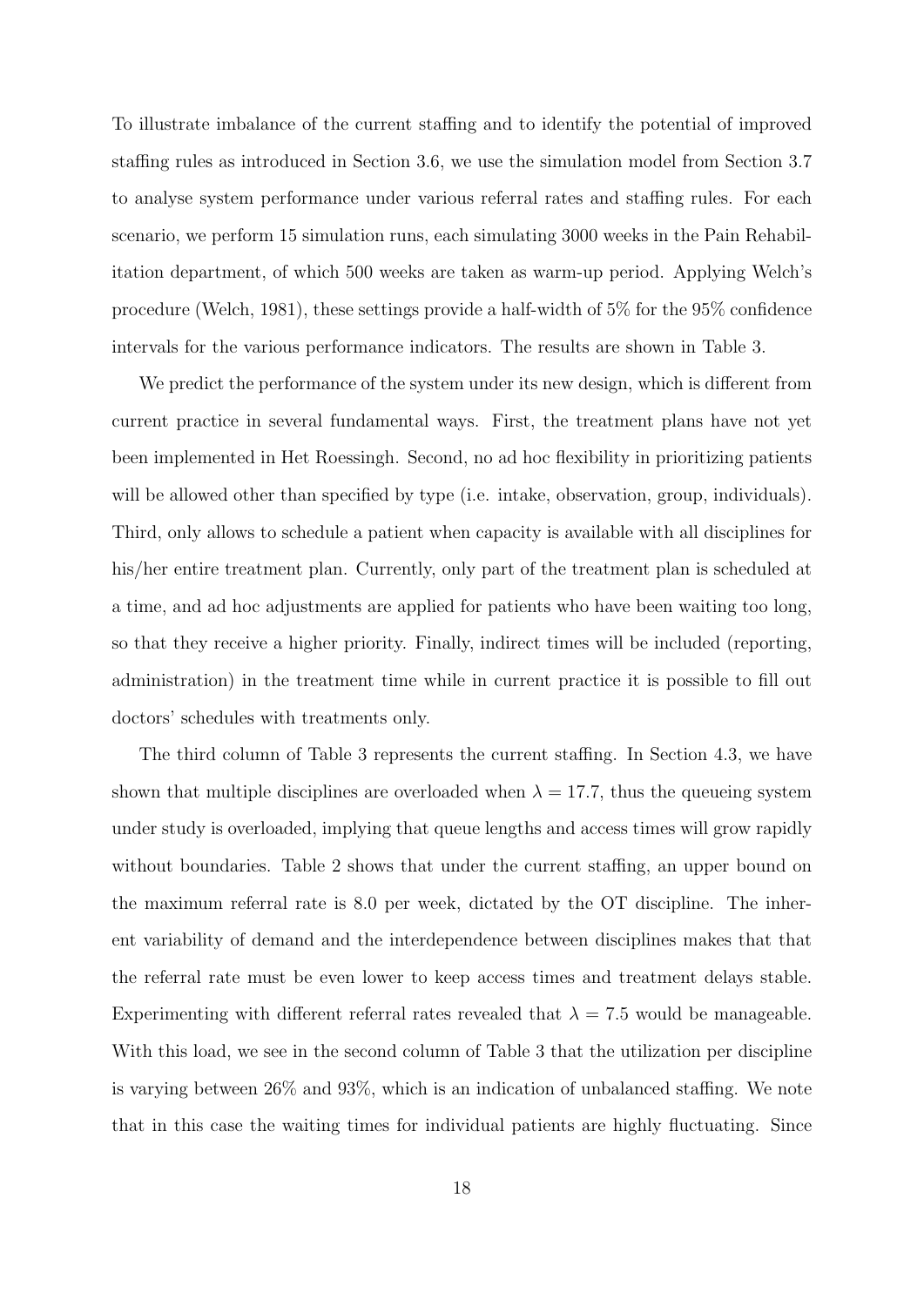To illustrate imbalance of the current staffing and to identify the potential of improved staffing rules as introduced in Section 3.6, we use the simulation model from Section 3.7 to analyse system performance under various referral rates and staffing rules. For each scenario, we perform 15 simulation runs, each simulating 3000 weeks in the Pain Rehabilitation department, of which 500 weeks are taken as warm-up period. Applying Welch's procedure (Welch, 1981), these settings provide a half-width of 5% for the 95% confidence intervals for the various performance indicators. The results are shown in Table 3.

We predict the performance of the system under its new design, which is different from current practice in several fundamental ways. First, the treatment plans have not yet been implemented in Het Roessingh. Second, no ad hoc flexibility in prioritizing patients will be allowed other than specified by type (i.e. intake, observation, group, individuals). Third, only allows to schedule a patient when capacity is available with all disciplines for his/her entire treatment plan. Currently, only part of the treatment plan is scheduled at a time, and ad hoc adjustments are applied for patients who have been waiting too long, so that they receive a higher priority. Finally, indirect times will be included (reporting, administration) in the treatment time while in current practice it is possible to fill out doctors' schedules with treatments only.

The third column of Table 3 represents the current staffing. In Section 4.3, we have shown that multiple disciplines are overloaded when $\lambda = 17.7$, thus the queueing system under study is overloaded, implying that queue lengths and access times will grow rapidly without boundaries. Table 2 shows that under the current staffing, an upper bound on the maximum referral rate is 8.0 per week, dictated by the OT discipline. The inherent variability of demand and the interdependence between disciplines makes that that the referral rate must be even lower to keep access times and treatment delays stable. Experimenting with different referral rates revealed that $\lambda = 7.5$ would be manageable. With this load, we see in the second column of Table 3 that the utilization per discipline is varying between 26% and 93%, which is an indication of unbalanced staffing. We note that in this case the waiting times for individual patients are highly fluctuating. Since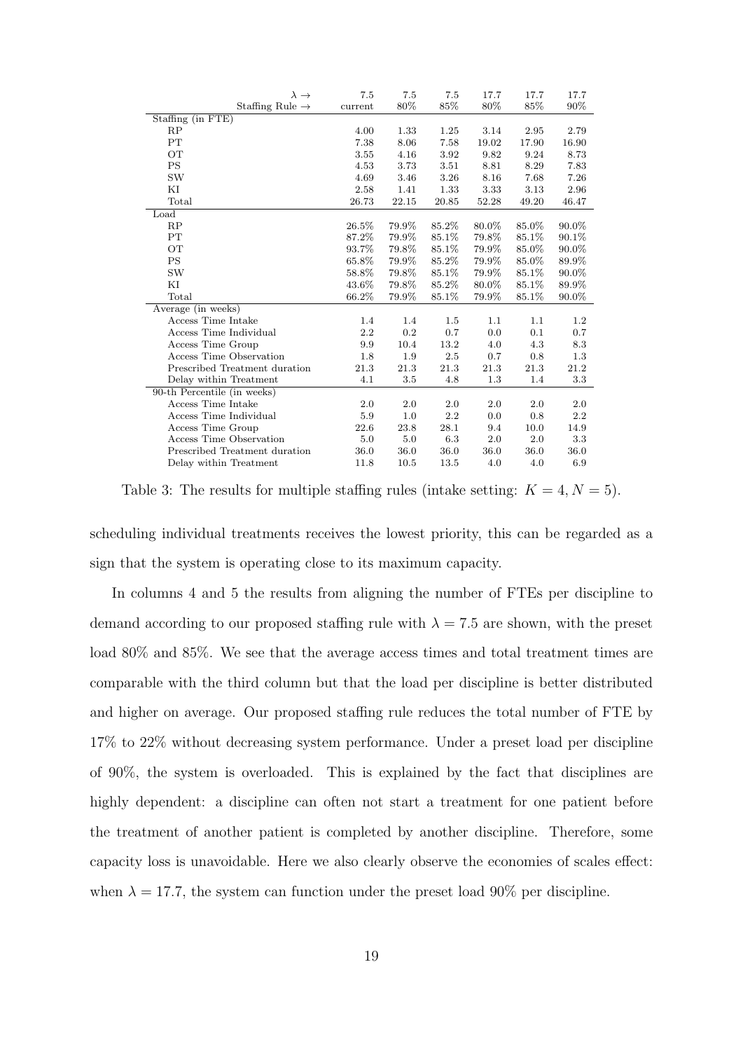| $\lambda \rightarrow$ | 7.5 | 7.5 | 7.5 | 17.7 | 17.7 | 17.7 |
|---|---|---|---|---|---|---|
| Staffing Rule $\rightarrow$ | current | 80% | 85% | 80% | 85% | 90% |
| Staffing (in FTE) | | | | | | |
| RP | 4.00 | 1.33 | 1.25 | 3.14 | 2.95 | 2.79 |
| PT | 7.38 | 8.06 | 7.58 | 19.02 | 17.90 | 16.90 |
| OT | 3.55 | 4.16 | 3.92 | 9.82 | 9.24 | 8.73 |
| PS | 4.53 | 3.73 | 3.51 | 8.81 | 8.29 | 7.83 |
| SW | 4.69 | 3.46 | 3.26 | 8.16 | 7.68 | 7.26 |
| KI | 2.58 | 1.41 | 1.33 | 3.33 | 3.13 | 2.96 |
| Total | 26.73 | 22.15 | 20.85 | 52.28 | 49.20 | 46.47 |
| Load | | | | | | |
| RP | 26.5% | 79.9% | 85.2% | 80.0% | 85.0% | 90.0% |
| PT | 87.2% | 79.9% | 85.1% | 79.8% | 85.1% | 90.1% |
| OT | 93.7% | 79.8% | 85.1% | 79.9% | 85.0% | 90.0% |
| PS | 65.8% | 79.9% | 85.2% | 79.9% | 85.0% | 89.9% |
| SW | 58.8% | 79.8% | 85.1% | 79.9% | 85.1% | 90.0% |
| KI | 43.6% | 79.8% | 85.2% | 80.0% | 85.1% | 89.9% |
| Total | 66.2% | 79.9% | 85.1% | 79.9% | 85.1% | 90.0% |
| Average (in weeks) | | | | | | |
| Access Time Intake | 1.4 | 1.4 | 1.5 | 1.1 | 1.1 | 1.2 |
| Access Time Individual | 2.2 | 0.2 | 0.7 | 0.0 | 0.1 | 0.7 |
| Access Time Group | 9.9 | 10.4 | 13.2 | 4.0 | 4.3 | 8.3 |
| Access Time Observation | 1.8 | 1.9 | 2.5 | 0.7 | 0.8 | 1.3 |
| Prescribed Treatment duration | 21.3 | 21.3 | 21.3 | 21.3 | 21.3 | 21.2 |
| Delay within Treatment | 4.1 | 3.5 | 4.8 | 1.3 | 1.4 | 3.3 |
| 90-th Percentile (in weeks) | | | | | | |
| Access Time Intake | 2.0 | 2.0 | 2.0 | 2.0 | 2.0 | 2.0 |
| Access Time Individual | 5.9 | 1.0 | 2.2 | 0.0 | 0.8 | 2.2 |
| Access Time Group | 22.6 | 23.8 | 28.1 | 9.4 | 10.0 | 14.9 |
| Access Time Observation | 5.0 | 5.0 | 6.3 | 2.0 | 2.0 | 3.3 |
| Prescribed Treatment duration | 36.0 | 36.0 | 36.0 | 36.0 | 36.0 | 36.0 |
| Delay within Treatment | 11.8 | 10.5 | 13.5 | 4.0 | 4.0 | 6.9 |

Table 3: The results for multiple staffing rules (intake setting: $K = 4, N = 5$).

scheduling individual treatments receives the lowest priority, this can be regarded as a sign that the system is operating close to its maximum capacity.

In columns 4 and 5 the results from aligning the number of FTEs per discipline to demand according to our proposed staffing rule with $\lambda = 7.5$ are shown, with the preset load 80% and 85%. We see that the average access times and total treatment times are comparable with the third column but that the load per discipline is better distributed and higher on average. Our proposed staffing rule reduces the total number of FTE by 17% to 22% without decreasing system performance. Under a preset load per discipline of 90%, the system is overloaded. This is explained by the fact that disciplines are highly dependent: a discipline can often not start a treatment for one patient before the treatment of another patient is completed by another discipline. Therefore, some capacity loss is unavoidable. Here we also clearly observe the economies of scales effect: when $\lambda = 17.7$, the system can function under the preset load 90% per discipline.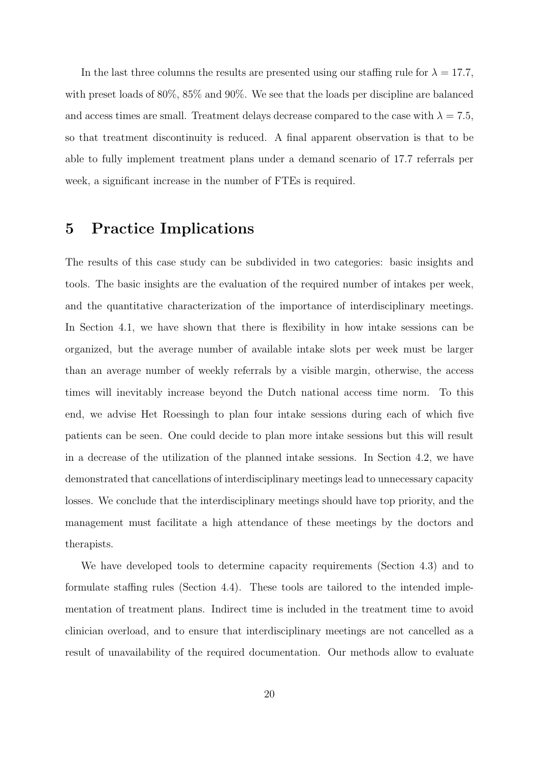In the last three columns the results are presented using our staffing rule for $\lambda = 17.7$, with preset loads of 80%, 85% and 90%. We see that the loads per discipline are balanced and access times are small. Treatment delays decrease compared to the case with $\lambda = 7.5$, so that treatment discontinuity is reduced. A final apparent observation is that to be able to fully implement treatment plans under a demand scenario of 17.7 referrals per week, a significant increase in the number of FTEs is required.

# 5 Practice Implications

The results of this case study can be subdivided in two categories: basic insights and tools. The basic insights are the evaluation of the required number of intakes per week, and the quantitative characterization of the importance of interdisciplinary meetings. In Section 4.1, we have shown that there is flexibility in how intake sessions can be organized, but the average number of available intake slots per week must be larger than an average number of weekly referrals by a visible margin, otherwise, the access times will inevitably increase beyond the Dutch national access time norm. To this end, we advise Het Roessingh to plan four intake sessions during each of which five patients can be seen. One could decide to plan more intake sessions but this will result in a decrease of the utilization of the planned intake sessions. In Section 4.2, we have demonstrated that cancellations of interdisciplinary meetings lead to unnecessary capacity losses. We conclude that the interdisciplinary meetings should have top priority, and the management must facilitate a high attendance of these meetings by the doctors and therapists.

We have developed tools to determine capacity requirements (Section 4.3) and to formulate staffing rules (Section 4.4). These tools are tailored to the intended implementation of treatment plans. Indirect time is included in the treatment time to avoid clinician overload, and to ensure that interdisciplinary meetings are not cancelled as a result of unavailability of the required documentation. Our methods allow to evaluate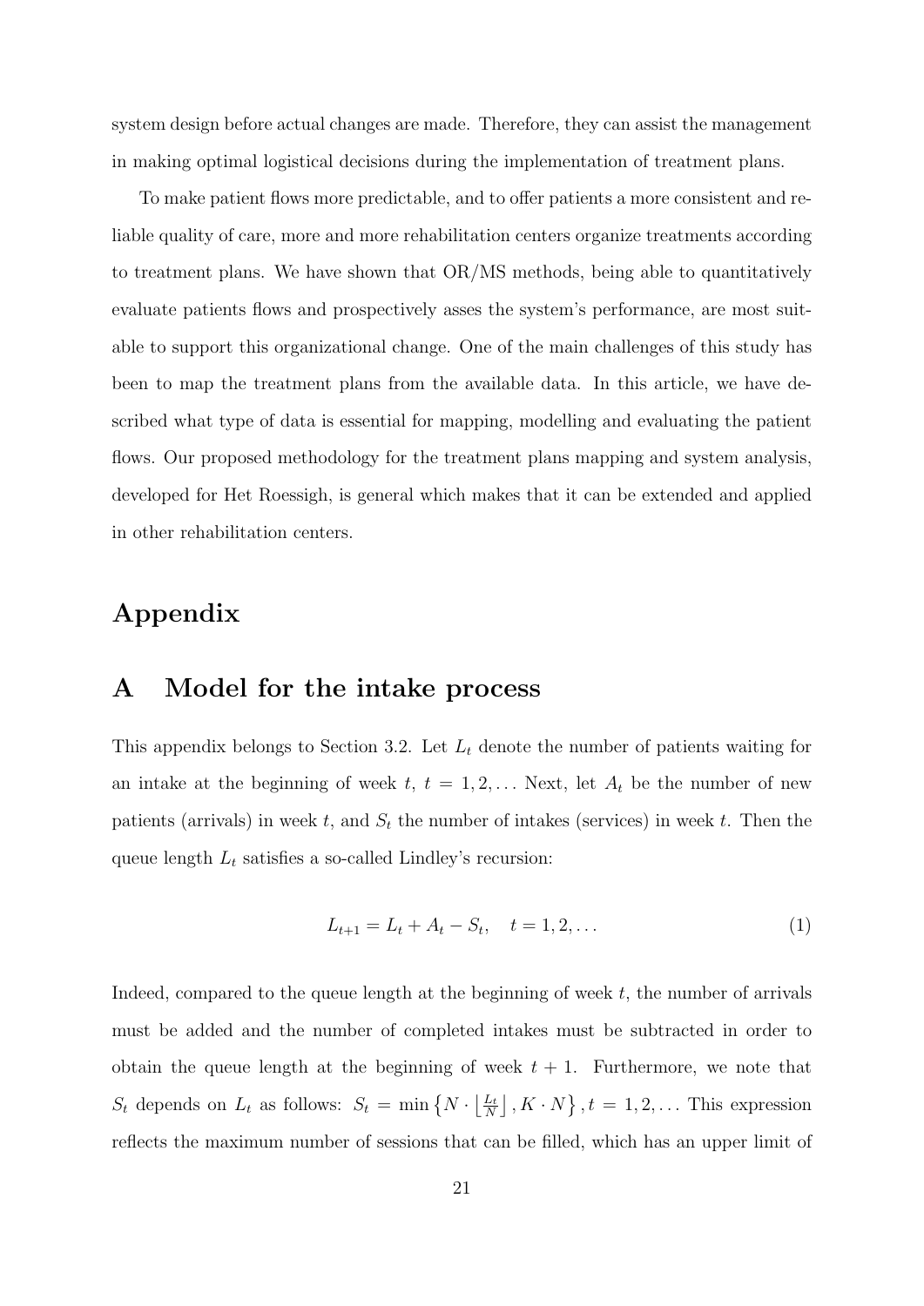system design before actual changes are made. Therefore, they can assist the management in making optimal logistical decisions during the implementation of treatment plans.

To make patient flows more predictable, and to offer patients a more consistent and reliable quality of care, more and more rehabilitation centers organize treatments according to treatment plans. We have shown that OR/MS methods, being able to quantitatively evaluate patients flows and prospectively asses the system's performance, are most suitable to support this organizational change. One of the main challenges of this study has been to map the treatment plans from the available data. In this article, we have described what type of data is essential for mapping, modelling and evaluating the patient flows. Our proposed methodology for the treatment plans mapping and system analysis, developed for Het Roessigh, is general which makes that it can be extended and applied in other rehabilitation centers.

# Appendix

# A Model for the intake process

This appendix belongs to Section 3.2. Let $L_t$ denote the number of patients waiting for an intake at the beginning of week $t$, $t = 1, 2, \dots$ Next, let $A_t$ be the number of new patients (arrivals) in week $t$, and $S_t$ the number of intakes (services) in week $t$. Then the queue length $L_t$ satisfies a so-called Lindley's recursion:

$$L_{t+1} = L_t + A_t - S_t, \quad t = 1, 2, \dots \tag{1}$$

Indeed, compared to the queue length at the beginning of week $t$, the number of arrivals must be added and the number of completed intakes must be subtracted in order to obtain the queue length at the beginning of week $t + 1$. Furthermore, we note that $S_t$ depends on $L_t$ as follows: $S_t = \min \left\{ N \cdot \left\lfloor \frac{L_t}{N} \right\rfloor, K \cdot N \right\}, t = 1, 2, \dots$ This expression reflects the maximum number of sessions that can be filled, which has an upper limit of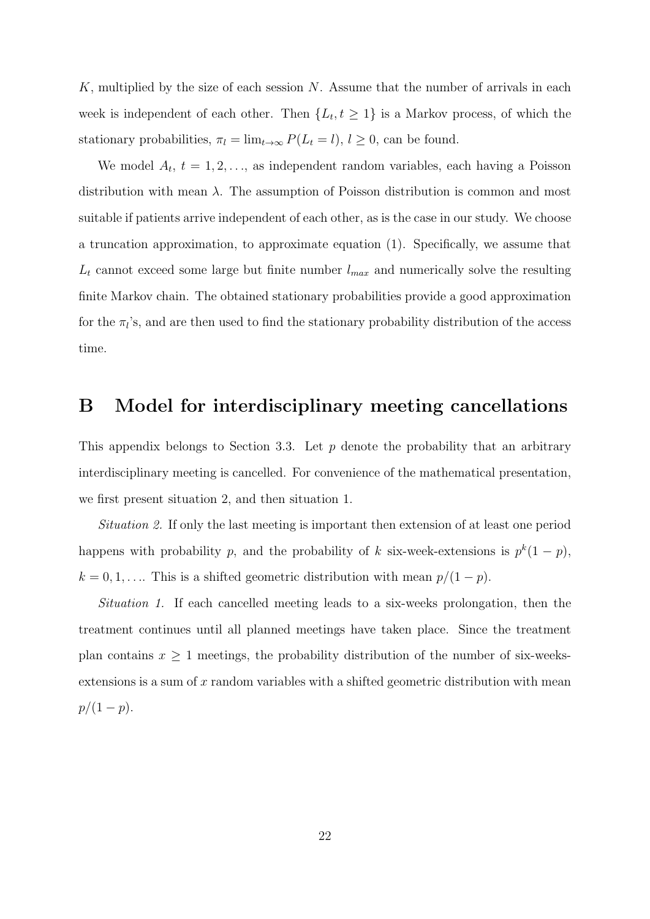$K$, multiplied by the size of each session $N$. Assume that the number of arrivals in each week is independent of each other. Then $\{L_t, t \geq 1\}$ is a Markov process, of which the stationary probabilities, $\pi_l = \lim_{t\to\infty} P(L_t = l)$, $l \geq 0$, can be found.

We model $A_t$, $t = 1, 2, \ldots$, as independent random variables, each having a Poisson distribution with mean $\lambda$. The assumption of Poisson distribution is common and most suitable if patients arrive independent of each other, as is the case in our study. We choose a truncation approximation, to approximate equation (1). Specifically, we assume that $L_t$ cannot exceed some large but finite number $l_{max}$ and numerically solve the resulting finite Markov chain. The obtained stationary probabilities provide a good approximation for the $\pi_l$'s, and are then used to find the stationary probability distribution of the access time.

# B Model for interdisciplinary meeting cancellations

This appendix belongs to Section 3.3. Let $p$ denote the probability that an arbitrary interdisciplinary meeting is cancelled. For convenience of the mathematical presentation, we first present situation 2, and then situation 1.

*Situation 2.* If only the last meeting is important then extension of at least one period happens with probability $p$, and the probability of $k$ six-week-extensions is $p^k(1-p)$, $k = 0, 1, \ldots$. This is a shifted geometric distribution with mean $p/(1-p)$.

*Situation 1.* If each cancelled meeting leads to a six-weeks prolongation, then the treatment continues until all planned meetings have taken place. Since the treatment plan contains $x \geq 1$ meetings, the probability distribution of the number of six-weeks-extensions is a sum of $x$ random variables with a shifted geometric distribution with mean $p/(1-p)$.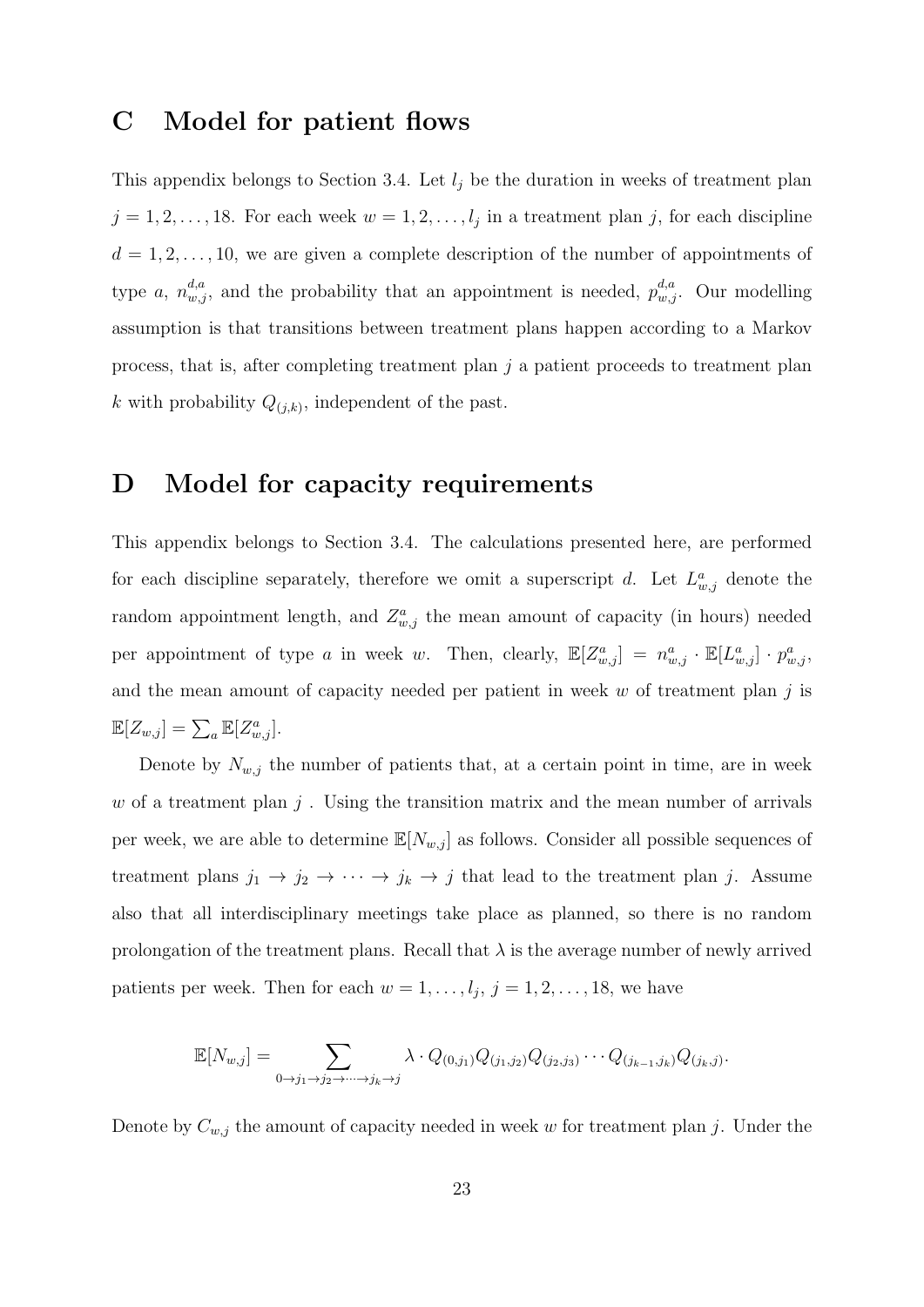# C Model for patient flows

This appendix belongs to Section 3.4. Let $l_j$ be the duration in weeks of treatment plan $j = 1, 2, \ldots, 18$. For each week $w = 1, 2, \ldots, l_j$ in a treatment plan $j$, for each discipline $d = 1, 2, \ldots, 10$, we are given a complete description of the number of appointments of type $a$, $n^{d,a}_{w,j}$, and the probability that an appointment is needed, $p^{d,a}_{w,j}$. Our modelling assumption is that transitions between treatment plans happen according to a Markov process, that is, after completing treatment plan $j$ a patient proceeds to treatment plan $k$ with probability $Q_{(j,k)}$, independent of the past.

# D Model for capacity requirements

This appendix belongs to Section 3.4. The calculations presented here, are performed for each discipline separately, therefore we omit a superscript $d$. Let $L^a_{w,j}$ denote the random appointment length, and $Z^a_{w,j}$ the mean amount of capacity (in hours) needed per appointment of type $a$ in week $w$. Then, clearly, $\mathbb{E}[Z^a_{w,j}] = n^a_{w,j} \cdot \mathbb{E}[L^a_{w,j}] \cdot p^a_{w,j}$, and the mean amount of capacity needed per patient in week $w$ of treatment plan $j$ is $\mathbb{E}[Z_{w,j}] = \sum_a \mathbb{E}[Z^a_{w,j}]$.

Denote by $N_{w,j}$ the number of patients that, at a certain point in time, are in week $w$ of a treatment plan $j$ . Using the transition matrix and the mean number of arrivals per week, we are able to determine $\mathbb{E}[N_{w,j}]$ as follows. Consider all possible sequences of treatment plans $j_1 \to j_2 \to \cdots \to j_k \to j$ that lead to the treatment plan $j$. Assume also that all interdisciplinary meetings take place as planned, so there is no random prolongation of the treatment plans. Recall that $\lambda$ is the average number of newly arrived patients per week. Then for each $w = 1, \ldots, l_j$, $j = 1, 2, \ldots, 18$, we have

$$\mathbb{E}[N_{w,j}] = \sum_{0 \to j_1 \to j_2 \to \cdots \to j_k \to j} \lambda \cdot Q_{(0,j_1)} Q_{(j_1,j_2)} Q_{(j_2,j_3)} \cdots Q_{(j_{k-1},j_k)} Q_{(j_k,j)}.$$

Denote by $C_{w,j}$ the amount of capacity needed in week $w$ for treatment plan $j$. Under the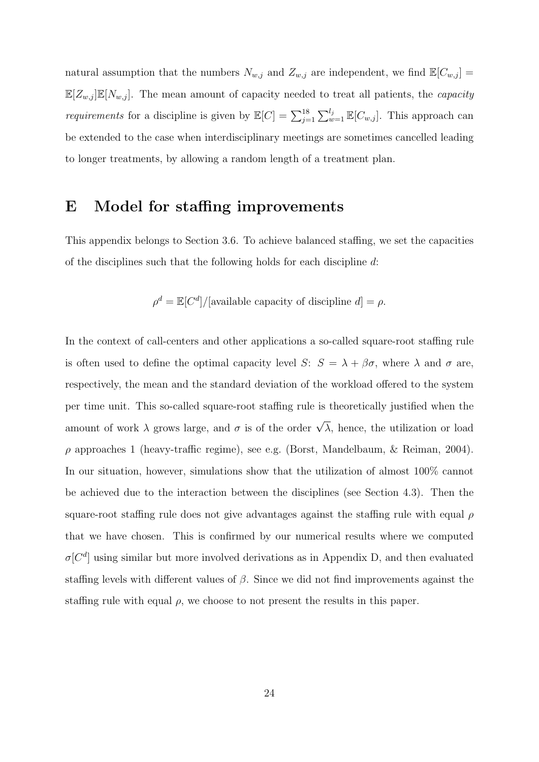natural assumption that the numbers $N_{w,j}$ and $Z_{w,j}$ are independent, we find $\mathbb{E}[C_{w,j}] = \mathbb{E}[Z_{w,j}]\mathbb{E}[N_{w,j}]$. The mean amount of capacity needed to treat all patients, the *capacity requirements* for a discipline is given by $\mathbb{E}[C] = \sum_{j=1}^{18} \sum_{w=1}^{l_j} \mathbb{E}[C_{w,j}]$. This approach can be extended to the case when interdisciplinary meetings are sometimes cancelled leading to longer treatments, by allowing a random length of a treatment plan.

# E Model for staffing improvements

This appendix belongs to Section 3.6. To achieve balanced staffing, we set the capacities of the disciplines such that the following holds for each discipline $d$:

$$\rho^d = \mathbb{E}[C^d]/[\text{available capacity of discipline } d] = \rho.$$

In the context of call-centers and other applications a so-called square-root staffing rule is often used to define the optimal capacity level $S$: $S = \lambda + \beta\sigma$, where $\lambda$ and $\sigma$ are, respectively, the mean and the standard deviation of the workload offered to the system per time unit. This so-called square-root staffing rule is theoretically justified when the amount of work $\lambda$ grows large, and $\sigma$ is of the order $\sqrt{\lambda}$, hence, the utilization or load $\rho$ approaches 1 (heavy-traffic regime), see e.g. (Borst, Mandelbaum, & Reiman, 2004). In our situation, however, simulations show that the utilization of almost 100% cannot be achieved due to the interaction between the disciplines (see Section 4.3). Then the square-root staffing rule does not give advantages against the staffing rule with equal $\rho$ that we have chosen. This is confirmed by our numerical results where we computed $\sigma[C^d]$ using similar but more involved derivations as in Appendix D, and then evaluated staffing levels with different values of $\beta$. Since we did not find improvements against the staffing rule with equal $\rho$, we choose to not present the results in this paper.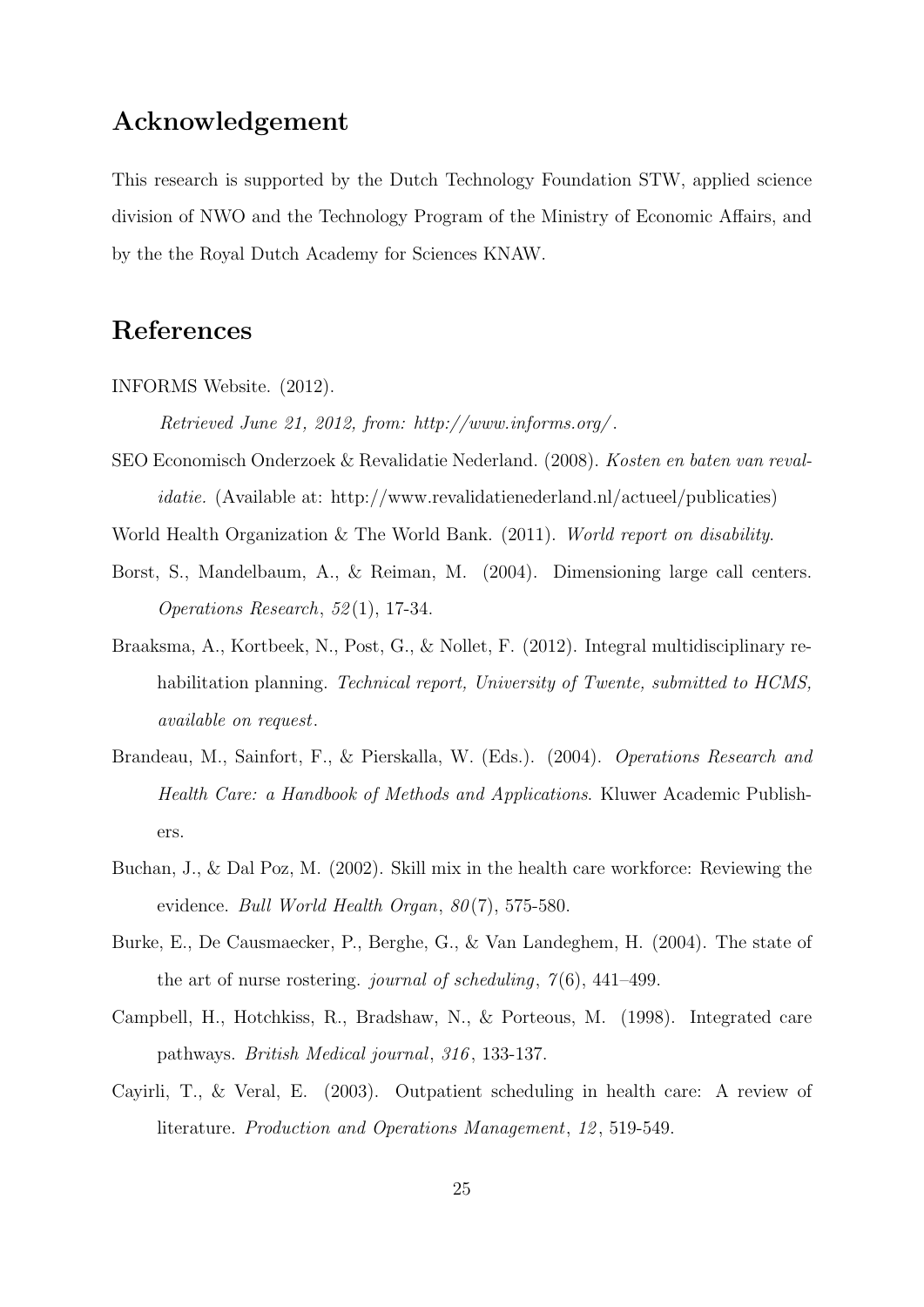## Acknowledgement

This research is supported by the Dutch Technology Foundation STW, applied science division of NWO and the Technology Program of the Ministry of Economic Affairs, and by the the Royal Dutch Academy for Sciences KNAW.

## References

INFORMS Website. (2012).
*Retrieved June 21, 2012, from: http://www.informs.org/*.

SEO Economisch Onderzoek & Revalidatie Nederland. (2008). *Kosten en baten van revalidatie.* (Available at: http://www.revalidatienederland.nl/actueel/publicaties)

World Health Organization & The World Bank. (2011). *World report on disability.*

Borst, S., Mandelbaum, A., & Reiman, M. (2004). Dimensioning large call centers. *Operations Research*, *52*(1), 17-34.

Braaksma, A., Kortbeek, N., Post, G., & Nollet, F. (2012). Integral multidisciplinary rehabilitation planning. *Technical report, University of Twente, submitted to HCMS, available on request*.

Brandeau, M., Sainfort, F., & Pierskalla, W. (Eds.). (2004). *Operations Research and Health Care: a Handbook of Methods and Applications*. Kluwer Academic Publishers.

Buchan, J., & Dal Poz, M. (2002). Skill mix in the health care workforce: Reviewing the evidence. *Bull World Health Organ*, *80*(7), 575-580.

Burke, E., De Causmaecker, P., Berghe, G., & Van Landeghem, H. (2004). The state of the art of nurse rostering. *journal of scheduling*, *7*(6), 441–499.

Campbell, H., Hotchkiss, R., Bradshaw, N., & Porteous, M. (1998). Integrated care pathways. *British Medical journal*, *316*, 133-137.

Cayirli, T., & Veral, E. (2003). Outpatient scheduling in health care: A review of literature. *Production and Operations Management*, *12*, 519-549.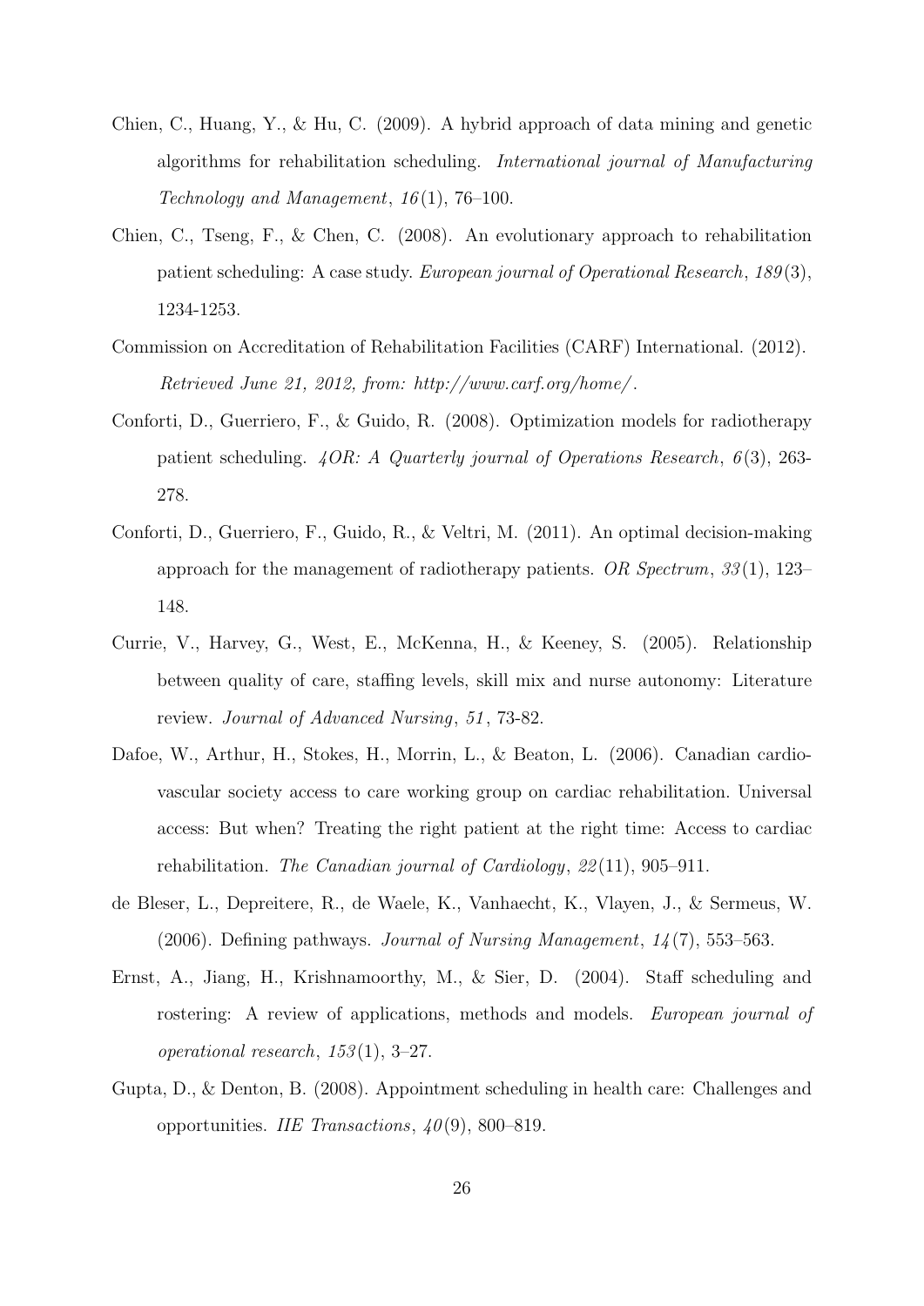Chien, C., Huang, Y., & Hu, C. (2009). A hybrid approach of data mining and genetic algorithms for rehabilitation scheduling. *International journal of Manufacturing Technology and Management*, *16*(1), 76–100.

Chien, C., Tseng, F., & Chen, C. (2008). An evolutionary approach to rehabilitation patient scheduling: A case study. *European journal of Operational Research*, *189*(3), 1234-1253.

Commission on Accreditation of Rehabilitation Facilities (CARF) International. (2012). *Retrieved June 21, 2012, from: http://www.carf.org/home/.*

Conforti, D., Guerriero, F., & Guido, R. (2008). Optimization models for radiotherapy patient scheduling. *4OR: A Quarterly journal of Operations Research*, *6*(3), 263-278.

Conforti, D., Guerriero, F., Guido, R., & Veltri, M. (2011). An optimal decision-making approach for the management of radiotherapy patients. *OR Spectrum*, *33*(1), 123–148.

Currie, V., Harvey, G., West, E., McKenna, H., & Keeney, S. (2005). Relationship between quality of care, staffing levels, skill mix and nurse autonomy: Literature review. *Journal of Advanced Nursing*, *51*, 73-82.

Dafoe, W., Arthur, H., Stokes, H., Morrin, L., & Beaton, L. (2006). Canadian cardiovascular society access to care working group on cardiac rehabilitation. Universal access: But when? Treating the right patient at the right time: Access to cardiac rehabilitation. *The Canadian journal of Cardiology*, *22*(11), 905–911.

de Bleser, L., Depreitere, R., de Waele, K., Vanhaecht, K., Vlayen, J., & Sermeus, W. (2006). Defining pathways. *Journal of Nursing Management*, *14*(7), 553–563.

Ernst, A., Jiang, H., Krishnamoorthy, M., & Sier, D. (2004). Staff scheduling and rostering: A review of applications, methods and models. *European journal of operational research*, *153*(1), 3–27.

Gupta, D., & Denton, B. (2008). Appointment scheduling in health care: Challenges and opportunities. *IIE Transactions*, *40*(9), 800–819.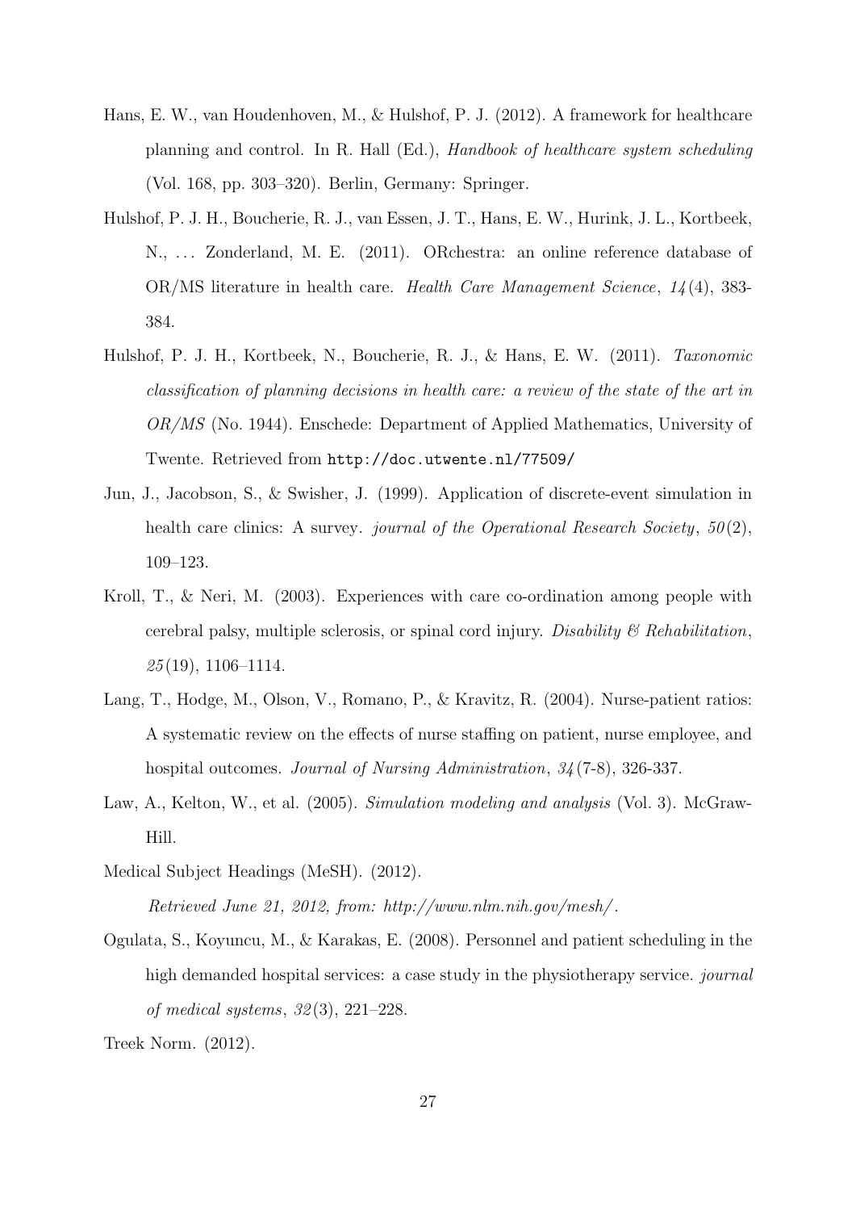Hans, E. W., van Houdenhoven, M., & Hulshof, P. J. (2012). A framework for healthcare planning and control. In R. Hall (Ed.), *Handbook of healthcare system scheduling* (Vol. 168, pp. 303–320). Berlin, Germany: Springer.

Hulshof, P. J. H., Boucherie, R. J., van Essen, J. T., Hans, E. W., Hurink, J. L., Kortbeek, N., ... Zonderland, M. E. (2011). ORchestra: an online reference database of OR/MS literature in health care. *Health Care Management Science*, *14*(4), 383-384.

Hulshof, P. J. H., Kortbeek, N., Boucherie, R. J., & Hans, E. W. (2011). *Taxonomic classification of planning decisions in health care: a review of the state of the art in OR/MS* (No. 1944). Enschede: Department of Applied Mathematics, University of Twente. Retrieved from `http://doc.utwente.nl/77509/`

Jun, J., Jacobson, S., & Swisher, J. (1999). Application of discrete-event simulation in health care clinics: A survey. *journal of the Operational Research Society*, *50*(2), 109–123.

Kroll, T., & Neri, M. (2003). Experiences with care co-ordination among people with cerebral palsy, multiple sclerosis, or spinal cord injury. *Disability & Rehabilitation*, *25*(19), 1106–1114.

Lang, T., Hodge, M., Olson, V., Romano, P., & Kravitz, R. (2004). Nurse-patient ratios: A systematic review on the effects of nurse staffing on patient, nurse employee, and hospital outcomes. *Journal of Nursing Administration*, *34*(7-8), 326-337.

Law, A., Kelton, W., et al. (2005). *Simulation modeling and analysis* (Vol. 3). McGraw-Hill.

Medical Subject Headings (MeSH). (2012).
*Retrieved June 21, 2012, from: http://www.nlm.nih.gov/mesh/.*

Ogulata, S., Koyuncu, M., & Karakas, E. (2008). Personnel and patient scheduling in the high demanded hospital services: a case study in the physiotherapy service. *journal of medical systems*, *32*(3), 221–228.

Treek Norm. (2012).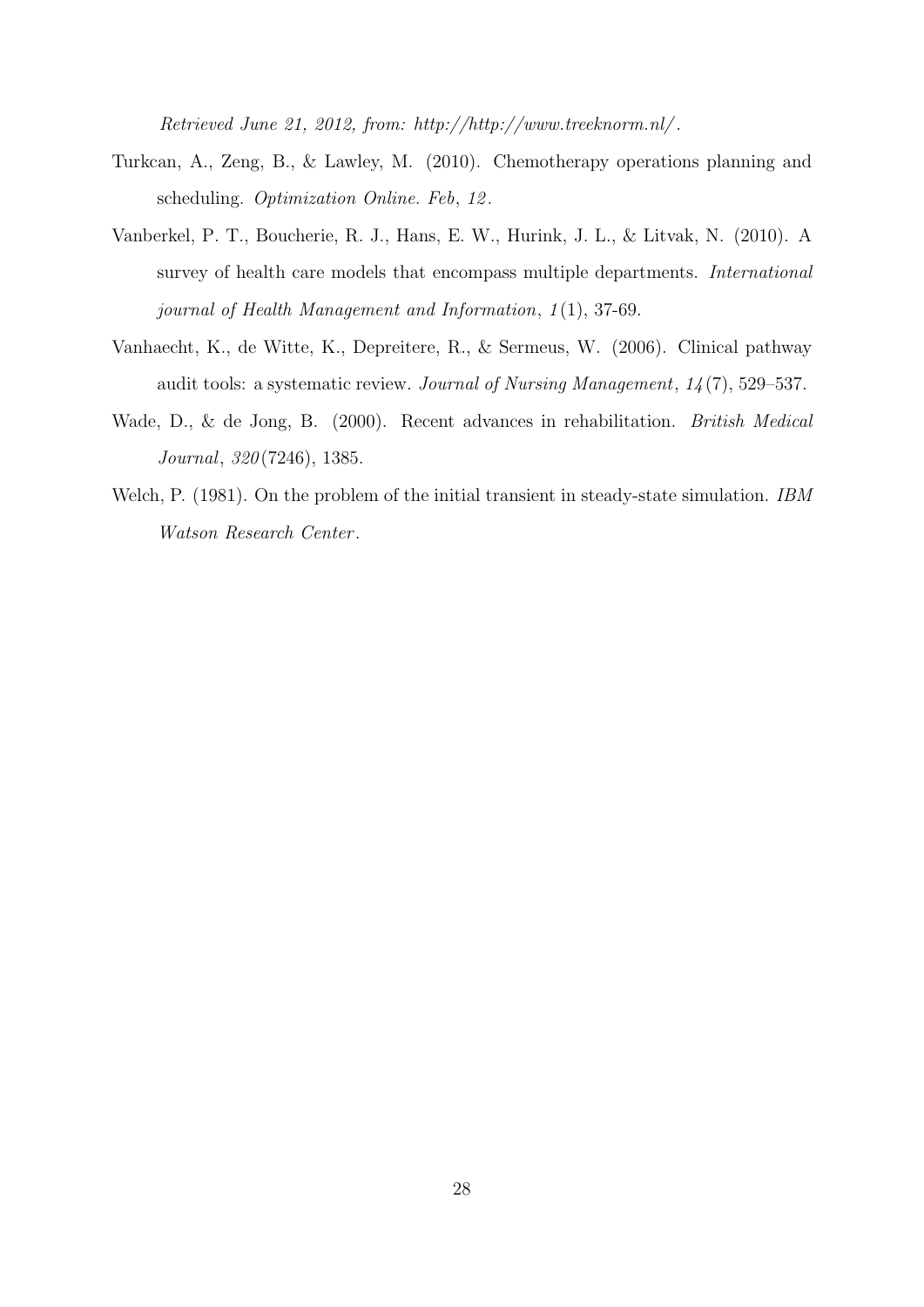*Retrieved June 21, 2012, from: http://http://www.treeknorm.nl/.*

Turkcan, A., Zeng, B., & Lawley, M. (2010). Chemotherapy operations planning and scheduling. *Optimization Online. Feb*, *12*.

Vanberkel, P. T., Boucherie, R. J., Hans, E. W., Hurink, J. L., & Litvak, N. (2010). A survey of health care models that encompass multiple departments. *International journal of Health Management and Information*, *1*(1), 37-69.

Vanhaecht, K., de Witte, K., Depreitere, R., & Sermeus, W. (2006). Clinical pathway audit tools: a systematic review. *Journal of Nursing Management*, *14*(7), 529–537.

Wade, D., & de Jong, B. (2000). Recent advances in rehabilitation. *British Medical Journal*, *320*(7246), 1385.

Welch, P. (1981). On the problem of the initial transient in steady-state simulation. *IBM Watson Research Center*.